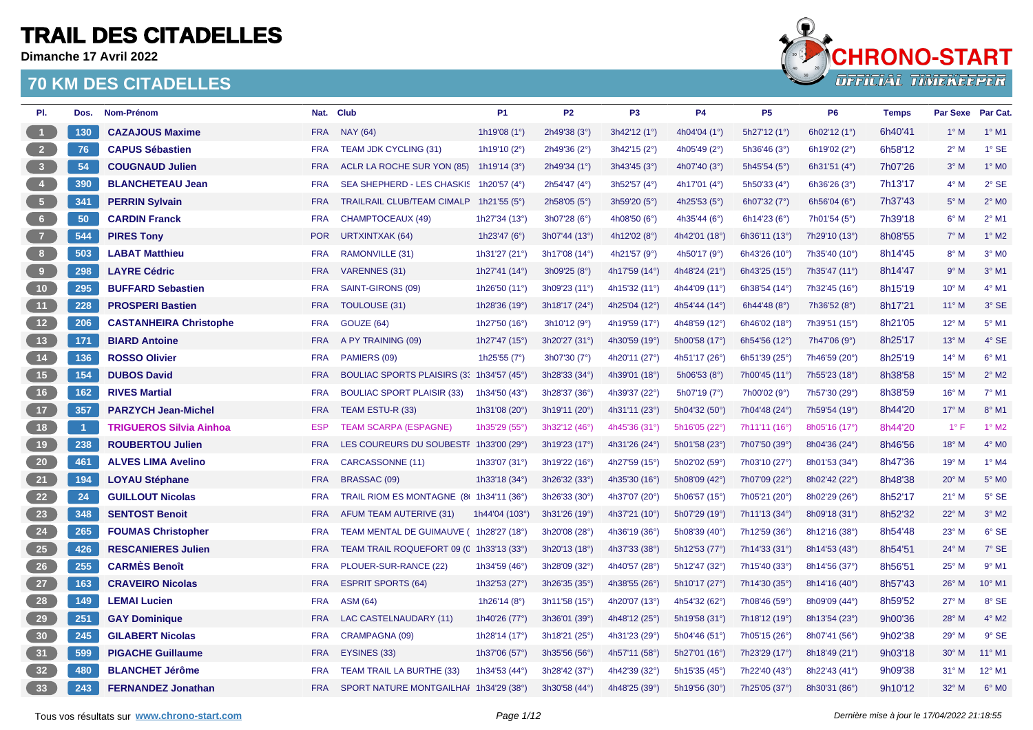# TRAIL DES CITADELLES

**Dimanche 17 Avril 2022**

## 70 KM DES CITADELLES

| Pl. | Dos. | Nom-Prénom | Nat. | Club | P1 | P2 | P3 | P4 | P5 | P6 | Temps | Par Sexe | Par Cat. |
|---|---|---|---|---|---|---|---|---|---|---|---|---|---|
| 1 | 130 | **CAZAJOUS Maxime** | FRA | NAY (64) | 1h19'08 (1°) | 2h49'38 (3°) | 3h42'12 (1°) | 4h04'04 (1°) | 5h27'12 (1°) | 6h02'12 (1°) | 6h40'41 | 1° M | 1° M1 |
| 2 | 76 | **CAPUS Sébastien** | FRA | TEAM JDK CYCLING (31) | 1h19'10 (2°) | 2h49'36 (2°) | 3h42'15 (2°) | 4h05'49 (2°) | 5h36'46 (3°) | 6h19'02 (2°) | 6h58'12 | 2° M | 1° SE |
| 3 | 54 | **COUGNAUD Julien** | FRA | ACLR LA ROCHE SUR YON (85) | 1h19'14 (3°) | 2h49'34 (1°) | 3h43'45 (3°) | 4h07'40 (3°) | 5h45'54 (5°) | 6h31'51 (4°) | 7h07'26 | 3° M | 1° M0 |
| 4 | 390 | **BLANCHETEAU Jean** | FRA | SEA SHEPHERD - LES CHASKIS | 1h20'57 (4°) | 2h54'47 (4°) | 3h52'57 (4°) | 4h17'01 (4°) | 5h50'33 (4°) | 6h36'26 (3°) | 7h13'17 | 4° M | 2° SE |
| 5 | 341 | **PERRIN Sylvain** | FRA | TRAILRAIL CLUB/TEAM CIMALP | 1h21'55 (5°) | 2h58'05 (5°) | 3h59'20 (5°) | 4h25'53 (5°) | 6h07'32 (7°) | 6h56'04 (6°) | 7h37'43 | 5° M | 2° M0 |
| 6 | 50 | **CARDIN Franck** | FRA | CHAMPTOCEAUX (49) | 1h27'34 (13°) | 3h07'28 (6°) | 4h08'50 (6°) | 4h35'44 (6°) | 6h14'23 (6°) | 7h01'54 (5°) | 7h39'18 | 6° M | 2° M1 |
| 7 | 544 | **PIRES Tony** | POR | URTXINTXAK (64) | 1h23'47 (6°) | 3h07'44 (13°) | 4h12'02 (8°) | 4h42'01 (18°) | 6h36'11 (13°) | 7h29'10 (13°) | 8h08'55 | 7° M | 1° M2 |
| 8 | 503 | **LABAT Matthieu** | FRA | RAMONVILLE (31) | 1h31'27 (21°) | 3h17'08 (14°) | 4h21'57 (9°) | 4h50'17 (9°) | 6h43'26 (10°) | 7h35'40 (10°) | 8h14'45 | 8° M | 3° M0 |
| 9 | 298 | **LAYRE Cédric** | FRA | VARENNES (31) | 1h27'41 (14°) | 3h09'25 (8°) | 4h17'59 (14°) | 4h48'24 (21°) | 6h43'25 (15°) | 7h35'47 (11°) | 8h14'47 | 9° M | 3° M1 |
| 10 | 295 | **BUFFARD Sebastien** | FRA | SAINT-GIRONS (09) | 1h26'50 (11°) | 3h09'23 (11°) | 4h15'32 (11°) | 4h44'09 (11°) | 6h38'54 (14°) | 7h32'45 (16°) | 8h15'19 | 10° M | 4° M1 |
| 11 | 228 | **PROSPERI Bastien** | FRA | TOULOUSE (31) | 1h28'36 (19°) | 3h18'17 (24°) | 4h25'04 (12°) | 4h54'44 (14°) | 6h44'48 (8°) | 7h36'52 (8°) | 8h17'21 | 11° M | 3° SE |
| 12 | 206 | **CASTANHEIRA Christophe** | FRA | GOUZE (64) | 1h27'50 (16°) | 3h10'12 (9°) | 4h19'59 (17°) | 4h48'59 (12°) | 6h46'02 (18°) | 7h39'51 (15°) | 8h21'05 | 12° M | 5° M1 |
| 13 | 171 | **BIARD Antoine** | FRA | A PY TRAINING (09) | 1h27'47 (15°) | 3h20'27 (31°) | 4h30'59 (19°) | 5h00'58 (17°) | 6h54'56 (12°) | 7h47'06 (9°) | 8h25'17 | 13° M | 4° SE |
| 14 | 136 | **ROSSO Olivier** | FRA | PAMIERS (09) | 1h25'55 (7°) | 3h07'30 (7°) | 4h20'11 (27°) | 4h51'17 (26°) | 6h51'39 (25°) | 7h46'59 (20°) | 8h25'19 | 14° M | 6° M1 |
| 15 | 154 | **DUBOS David** | FRA | BOULIAC SPORTS PLAISIRS (3: | 1h34'57 (45°) | 3h28'33 (34°) | 4h39'01 (18°) | 5h06'53 (8°) | 7h00'45 (11°) | 7h55'23 (18°) | 8h38'58 | 15° M | 2° M2 |
| 16 | 162 | **RIVES Martial** | FRA | BOULIAC SPORT PLAISIR (33) | 1h34'50 (43°) | 3h28'37 (36°) | 4h39'37 (22°) | 5h07'19 (7°) | 7h00'02 (9°) | 7h57'30 (29°) | 8h38'59 | 16° M | 7° M1 |
| 17 | 357 | **PARZYCH Jean-Michel** | FRA | TEAM ESTU-R (33) | 1h31'08 (20°) | 3h19'11 (20°) | 4h31'11 (23°) | 5h04'32 (50°) | 7h04'48 (24°) | 7h59'54 (19°) | 8h44'20 | 17° M | 8° M1 |
| 18 | 1 | **TRIGUEROS Silvia Ainhoa** | ESP | TEAM SCARPA (ESPAGNE) | 1h35'29 (55°) | 3h32'12 (46°) | 4h45'36 (31°) | 5h16'05 (22°) | 7h11'11 (16°) | 8h05'16 (17°) | 8h44'20 | 1° F | 1° M2 |
| 19 | 238 | **ROUBERTOU Julien** | FRA | LES COUREURS DU SOUBESTI | 1h33'00 (29°) | 3h19'23 (17°) | 4h31'26 (24°) | 5h01'58 (23°) | 7h07'50 (39°) | 8h04'36 (24°) | 8h46'56 | 18° M | 4° M0 |
| 20 | 461 | **ALVES LIMA Avelino** | FRA | CARCASSONNE (11) | 1h33'07 (31°) | 3h19'22 (16°) | 4h27'59 (15°) | 5h02'02 (59°) | 7h03'10 (27°) | 8h01'53 (34°) | 8h47'36 | 19° M | 1° M4 |
| 21 | 194 | **LOYAU Stéphane** | FRA | BRASSAC (09) | 1h33'18 (34°) | 3h26'32 (33°) | 4h35'30 (16°) | 5h08'09 (42°) | 7h07'09 (22°) | 8h02'42 (22°) | 8h48'38 | 20° M | 5° M0 |
| 22 | 24 | **GUILLOUT Nicolas** | FRA | TRAIL RIOM ES MONTAGNE (8 | 1h34'11 (36°) | 3h26'33 (30°) | 4h37'07 (20°) | 5h06'57 (15°) | 7h05'21 (20°) | 8h02'29 (26°) | 8h52'17 | 21° M | 5° SE |
| 23 | 348 | **SENTOST Benoit** | FRA | AFUM TEAM AUTERIVE (31) | 1h44'04 (103°) | 3h31'26 (19°) | 4h37'21 (10°) | 5h07'29 (19°) | 7h11'13 (34°) | 8h09'18 (31°) | 8h52'32 | 22° M | 3° M2 |
| 24 | 265 | **FOUMAS Christopher** | FRA | TEAM MENTAL DE GUIMAUVE ( | 1h28'27 (18°) | 3h20'08 (28°) | 4h36'19 (36°) | 5h08'39 (40°) | 7h12'59 (36°) | 8h12'16 (38°) | 8h54'48 | 23° M | 6° SE |
| 25 | 426 | **RESCANIERES Julien** | FRA | TEAM TRAIL ROQUEFORT 09 (0 | 1h33'13 (33°) | 3h20'13 (18°) | 4h37'33 (38°) | 5h12'53 (77°) | 7h14'33 (31°) | 8h14'53 (43°) | 8h54'51 | 24° M | 7° SE |
| 26 | 255 | **CARMÈS Benoît** | FRA | PLOUER-SUR-RANCE (22) | 1h34'59 (46°) | 3h28'09 (32°) | 4h40'57 (28°) | 5h12'47 (32°) | 7h15'40 (33°) | 8h14'56 (37°) | 8h56'51 | 25° M | 9° M1 |
| 27 | 163 | **CRAVEIRO Nicolas** | FRA | ESPRIT SPORTS (64) | 1h32'53 (27°) | 3h26'35 (35°) | 4h38'55 (26°) | 5h10'17 (27°) | 7h14'30 (35°) | 8h14'16 (40°) | 8h57'43 | 26° M | 10° M1 |
| 28 | 149 | **LEMAI Lucien** | FRA | ASM (64) | 1h26'14 (8°) | 3h11'58 (15°) | 4h20'07 (13°) | 4h54'32 (62°) | 7h08'46 (59°) | 8h09'09 (44°) | 8h59'52 | 27° M | 8° SE |
| 29 | 251 | **GAY Dominique** | FRA | LAC CASTELNAUDARY (11) | 1h40'26 (77°) | 3h36'01 (39°) | 4h48'12 (25°) | 5h19'58 (31°) | 7h18'12 (19°) | 8h13'54 (23°) | 9h00'36 | 28° M | 4° M2 |
| 30 | 245 | **GILABERT Nicolas** | FRA | CRAMPAGNA (09) | 1h28'14 (17°) | 3h18'21 (25°) | 4h31'23 (29°) | 5h04'46 (51°) | 7h05'15 (26°) | 8h07'41 (56°) | 9h02'38 | 29° M | 9° SE |
| 31 | 599 | **PIGACHE Guillaume** | FRA | EYSINES (33) | 1h37'06 (57°) | 3h35'56 (56°) | 4h57'11 (58°) | 5h27'01 (16°) | 7h23'29 (17°) | 8h18'49 (21°) | 9h03'18 | 30° M | 11° M1 |
| 32 | 480 | **BLANCHET Jérôme** | FRA | TEAM TRAIL LA BURTHE (33) | 1h34'53 (44°) | 3h28'42 (37°) | 4h42'39 (32°) | 5h15'35 (45°) | 7h22'40 (43°) | 8h22'43 (41°) | 9h09'38 | 31° M | 12° M1 |
| 33 | 243 | **FERNANDEZ Jonathan** | FRA | SPORT NATURE MONTGAILHAI | 1h34'29 (38°) | 3h30'58 (44°) | 4h48'25 (39°) | 5h19'56 (30°) | 7h25'05 (37°) | 8h30'31 (86°) | 9h10'12 | 32° M | 6° M0 |

Tous vos résultats sur www.chrono-start.com

*Dernière mise à jour le 17/04/2022 21:18:55*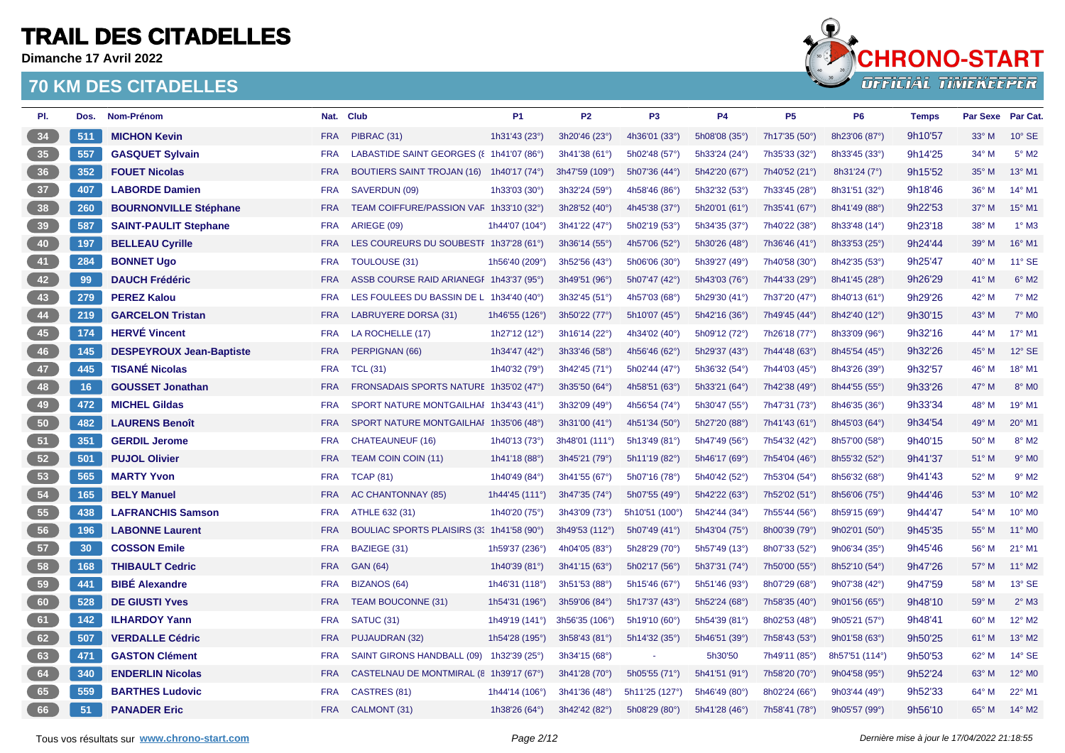# TRAIL DES CITADELLES

**Dimanche 17 Avril 2022**

## 70 KM DES CITADELLES

| Pl. | Dos. | Nom-Prénom | Nat. | Club | P1 | P2 | P3 | P4 | P5 | P6 | Temps | Par Sexe | Par Cat. |
|---|---|---|---|---|---|---|---|---|---|---|---|---|---|
| 34 | 511 | **MICHON Kevin** | FRA | PIBRAC (31) | 1h31'43 (23°) | 3h20'46 (23°) | 4h36'01 (33°) | 5h08'08 (35°) | 7h17'35 (50°) | 8h23'06 (87°) | 9h10'57 | 33° M | 10° SE |
| 35 | 557 | **GASQUET Sylvain** | FRA | LABASTIDE SAINT GEORGES (8 | 1h41'07 (86°) | 3h41'38 (61°) | 5h02'48 (57°) | 5h33'24 (24°) | 7h35'33 (32°) | 8h33'45 (33°) | 9h14'25 | 34° M | 5° M2 |
| 36 | 352 | **FOUET Nicolas** | FRA | BOUTIERS SAINT TROJAN (16) | 1h40'17 (74°) | 3h47'59 (109°) | 5h07'36 (44°) | 5h42'20 (67°) | 7h40'52 (21°) | 8h31'24 (7°) | 9h15'52 | 35° M | 13° M1 |
| 37 | 407 | **LABORDE Damien** | FRA | SAVERDUN (09) | 1h33'03 (30°) | 3h32'24 (59°) | 4h58'46 (86°) | 5h32'32 (53°) | 7h33'45 (28°) | 8h31'51 (32°) | 9h18'46 | 36° M | 14° M1 |
| 38 | 260 | **BOURNONVILLE Stéphane** | FRA | TEAM COIFFURE/PASSION VAF | 1h33'10 (32°) | 3h28'52 (40°) | 4h45'38 (37°) | 5h20'01 (61°) | 7h35'41 (67°) | 8h41'49 (88°) | 9h22'53 | 37° M | 15° M1 |
| 39 | 587 | **SAINT-PAULIT Stephane** | FRA | ARIEGE (09) | 1h44'07 (104°) | 3h41'22 (47°) | 5h02'19 (53°) | 5h34'35 (37°) | 7h40'22 (38°) | 8h33'48 (14°) | 9h23'18 | 38° M | 1° M3 |
| 40 | 197 | **BELLEAU Cyrille** | FRA | LES COUREURS DU SOUBESTI | 1h37'28 (61°) | 3h36'14 (55°) | 4h57'06 (52°) | 5h30'26 (48°) | 7h36'46 (41°) | 8h33'53 (25°) | 9h24'44 | 39° M | 16° M1 |
| 41 | 284 | **BONNET Ugo** | FRA | TOULOUSE (31) | 1h56'40 (209°) | 3h52'56 (43°) | 5h06'06 (30°) | 5h39'27 (49°) | 7h40'58 (30°) | 8h42'35 (53°) | 9h25'47 | 40° M | 11° SE |
| 42 | 99 | **DAUCH Frédéric** | FRA | ASSB COURSE RAID ARIANEGI | 1h43'37 (95°) | 3h49'51 (96°) | 5h07'47 (42°) | 5h43'03 (76°) | 7h44'33 (29°) | 8h41'45 (28°) | 9h26'29 | 41° M | 6° M2 |
| 43 | 279 | **PEREZ Kalou** | FRA | LES FOULEES DU BASSIN DE L | 1h34'40 (40°) | 3h32'45 (51°) | 4h57'03 (68°) | 5h29'30 (41°) | 7h37'20 (47°) | 8h40'13 (61°) | 9h29'26 | 42° M | 7° M2 |
| 44 | 219 | **GARCELON Tristan** | FRA | LABRUYERE DORSA (31) | 1h46'55 (126°) | 3h50'22 (77°) | 5h10'07 (45°) | 5h42'16 (36°) | 7h49'45 (44°) | 8h42'40 (12°) | 9h30'15 | 43° M | 7° M0 |
| 45 | 174 | **HERVÉ Vincent** | FRA | LA ROCHELLE (17) | 1h27'12 (12°) | 3h16'14 (22°) | 4h34'02 (40°) | 5h09'12 (72°) | 7h26'18 (77°) | 8h33'09 (96°) | 9h32'16 | 44° M | 17° M1 |
| 46 | 145 | **DESPEYROUX Jean-Baptiste** | FRA | PERPIGNAN (66) | 1h34'47 (42°) | 3h33'46 (58°) | 4h56'46 (62°) | 5h29'37 (43°) | 7h44'48 (63°) | 8h45'54 (45°) | 9h32'26 | 45° M | 12° SE |
| 47 | 445 | **TISANÉ Nicolas** | FRA | TCL (31) | 1h40'32 (79°) | 3h42'45 (71°) | 5h02'44 (47°) | 5h36'32 (54°) | 7h44'03 (45°) | 8h43'26 (39°) | 9h32'57 | 46° M | 18° M1 |
| 48 | 16 | **GOUSSET Jonathan** | FRA | FRONSADAIS SPORTS NATURE | 1h35'02 (47°) | 3h35'50 (64°) | 4h58'51 (63°) | 5h33'21 (64°) | 7h42'38 (49°) | 8h44'55 (55°) | 9h33'26 | 47° M | 8° M0 |
| 49 | 472 | **MICHEL Gildas** | FRA | SPORT NATURE MONTGAILHAI | 1h34'43 (41°) | 3h32'09 (49°) | 4h56'54 (74°) | 5h30'47 (55°) | 7h47'31 (73°) | 8h46'35 (36°) | 9h33'34 | 48° M | 19° M1 |
| 50 | 482 | **LAURENS Benoît** | FRA | SPORT NATURE MONTGAILHAI | 1h35'06 (48°) | 3h31'00 (41°) | 4h51'34 (50°) | 5h27'20 (88°) | 7h41'43 (61°) | 8h45'03 (64°) | 9h34'54 | 49° M | 20° M1 |
| 51 | 351 | **GERDIL Jerome** | FRA | CHATEAUNEUF (16) | 1h40'13 (73°) | 3h48'01 (111°) | 5h13'49 (81°) | 5h47'49 (56°) | 7h54'32 (42°) | 8h57'00 (58°) | 9h40'15 | 50° M | 8° M2 |
| 52 | 501 | **PUJOL Olivier** | FRA | TEAM COIN COIN (11) | 1h41'18 (88°) | 3h45'21 (79°) | 5h11'19 (82°) | 5h46'17 (69°) | 7h54'04 (46°) | 8h55'32 (52°) | 9h41'37 | 51° M | 9° M0 |
| 53 | 565 | **MARTY Yvon** | FRA | TCAP (81) | 1h40'49 (84°) | 3h41'55 (67°) | 5h07'16 (78°) | 5h40'42 (52°) | 7h53'04 (54°) | 8h56'32 (68°) | 9h41'43 | 52° M | 9° M2 |
| 54 | 165 | **BELY Manuel** | FRA | AC CHANTONNAY (85) | 1h44'45 (111°) | 3h47'35 (74°) | 5h07'55 (49°) | 5h42'22 (63°) | 7h52'02 (51°) | 8h56'06 (75°) | 9h44'46 | 53° M | 10° M2 |
| 55 | 438 | **LAFRANCHIS Samson** | FRA | ATHLE 632 (31) | 1h40'20 (75°) | 3h43'09 (73°) | 5h10'51 (100°) | 5h42'44 (34°) | 7h55'44 (56°) | 8h59'15 (69°) | 9h44'47 | 54° M | 10° M0 |
| 56 | 196 | **LABONNE Laurent** | FRA | BOULIAC SPORTS PLAISIRS (3: | 1h41'58 (90°) | 3h49'53 (112°) | 5h07'49 (41°) | 5h43'04 (75°) | 8h00'39 (79°) | 9h02'01 (50°) | 9h45'35 | 55° M | 11° M0 |
| 57 | 30 | **COSSON Emile** | FRA | BAZIEGE (31) | 1h59'37 (236°) | 4h04'05 (83°) | 5h28'29 (70°) | 5h57'49 (13°) | 8h07'33 (52°) | 9h06'34 (35°) | 9h45'46 | 56° M | 21° M1 |
| 58 | 168 | **THIBAULT Cedric** | FRA | GAN (64) | 1h40'39 (81°) | 3h41'15 (63°) | 5h02'17 (56°) | 5h37'31 (74°) | 7h50'00 (55°) | 8h52'10 (54°) | 9h47'26 | 57° M | 11° M2 |
| 59 | 441 | **BIBÉ Alexandre** | FRA | BIZANOS (64) | 1h46'31 (118°) | 3h51'53 (88°) | 5h15'46 (67°) | 5h51'46 (93°) | 8h07'29 (68°) | 9h07'38 (42°) | 9h47'59 | 58° M | 13° SE |
| 60 | 528 | **DE GIUSTI Yves** | FRA | TEAM BOUCONNE (31) | 1h54'31 (196°) | 3h59'06 (84°) | 5h17'37 (43°) | 5h52'24 (68°) | 7h58'35 (40°) | 9h01'56 (65°) | 9h48'10 | 59° M | 2° M3 |
| 61 | 142 | **ILHARDOY Yann** | FRA | SATUC (31) | 1h49'19 (141°) | 3h56'35 (106°) | 5h19'10 (60°) | 5h54'39 (81°) | 8h02'53 (48°) | 9h05'21 (57°) | 9h48'41 | 60° M | 12° M2 |
| 62 | 507 | **VERDALLE Cédric** | FRA | PUJAUDRAN (32) | 1h54'28 (195°) | 3h58'43 (81°) | 5h14'32 (35°) | 5h46'51 (39°) | 7h58'43 (53°) | 9h01'58 (63°) | 9h50'25 | 61° M | 13° M2 |
| 63 | 471 | **GASTON Clément** | FRA | SAINT GIRONS HANDBALL (09) | 1h32'39 (25°) | 3h34'15 (68°) | - | 5h30'50 | 7h49'11 (85°) | 8h57'51 (114°) | 9h50'53 | 62° M | 14° SE |
| 64 | 340 | **ENDERLIN Nicolas** | FRA | CASTELNAU DE MONTMIRAL (8 | 1h39'17 (67°) | 3h41'28 (70°) | 5h05'55 (71°) | 5h41'51 (91°) | 7h58'20 (70°) | 9h04'58 (95°) | 9h52'24 | 63° M | 12° M0 |
| 65 | 559 | **BARTHES Ludovic** | FRA | CASTRES (81) | 1h44'14 (106°) | 3h41'36 (48°) | 5h11'25 (127°) | 5h46'49 (80°) | 8h02'24 (66°) | 9h03'44 (49°) | 9h52'33 | 64° M | 22° M1 |
| 66 | 51 | **PANADER Eric** | FRA | CALMONT (31) | 1h38'26 (64°) | 3h42'42 (82°) | 5h08'29 (80°) | 5h41'28 (46°) | 7h58'41 (78°) | 9h05'57 (99°) | 9h56'10 | 65° M | 14° M2 |

Tous vos résultats sur www.chrono-start.com

Dernière mise à jour le 17/04/2022 21:18:55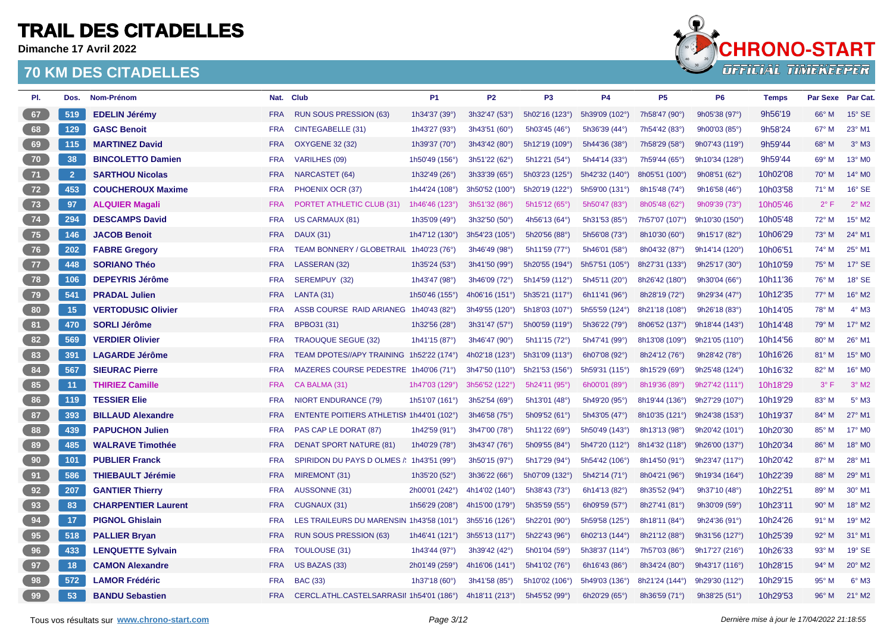# TRAIL DES CITADELLES

**Dimanche 17 Avril 2022**

## 70 KM DES CITADELLES

| Pl. | Dos. | Nom-Prénom | Nat. | Club | P1 | P2 | P3 | P4 | P5 | P6 | Temps | Par Sexe | Par Cat. |
|---|---|---|---|---|---|---|---|---|---|---|---|---|---|
| 67 | 519 | **EDELIN Jérémy** | FRA | RUN SOUS PRESSION (63) | 1h34'37 (39°) | 3h32'47 (53°) | 5h02'16 (123°) | 5h39'09 (102°) | 7h58'47 (90°) | 9h05'38 (97°) | 9h56'19 | 66° M | 15° SE |
| 68 | 129 | **GASC Benoit** | FRA | CINTEGABELLE (31) | 1h43'27 (93°) | 3h43'51 (60°) | 5h03'45 (46°) | 5h36'39 (44°) | 7h54'42 (83°) | 9h00'03 (85°) | 9h58'24 | 67° M | 23° M1 |
| 69 | 115 | **MARTINEZ David** | FRA | OXYGENE 32 (32) | 1h39'37 (70°) | 3h43'42 (80°) | 5h12'19 (109°) | 5h44'36 (38°) | 7h58'29 (58°) | 9h07'43 (119°) | 9h59'44 | 68° M | 3° M3 |
| 70 | 38 | **BINCOLETTO Damien** | FRA | VARILHES (09) | 1h50'49 (156°) | 3h51'22 (62°) | 5h12'21 (54°) | 5h44'14 (33°) | 7h59'44 (65°) | 9h10'34 (128°) | 9h59'44 | 69° M | 13° M0 |
| 71 | 2 | **SARTHOU Nicolas** | FRA | NARCASTET (64) | 1h32'49 (26°) | 3h33'39 (65°) | 5h03'23 (125°) | 5h42'32 (140°) | 8h05'51 (100°) | 9h08'51 (62°) | 10h02'08 | 70° M | 14° M0 |
| 72 | 453 | **COUCHEROUX Maxime** | FRA | PHOENIX OCR (37) | 1h44'24 (108°) | 3h50'52 (100°) | 5h20'19 (122°) | 5h59'00 (131°) | 8h15'48 (74°) | 9h16'58 (46°) | 10h03'58 | 71° M | 16° SE |
| 73 | 97 | **ALQUIER Magali** | FRA | PORTET ATHLETIC CLUB (31) | 1h46'46 (123°) | 3h51'32 (86°) | 5h15'12 (65°) | 5h50'47 (83°) | 8h05'48 (62°) | 9h09'39 (73°) | 10h05'46 | 2° F | 2° M2 |
| 74 | 294 | **DESCAMPS David** | FRA | US CARMAUX (81) | 1h35'09 (49°) | 3h32'50 (50°) | 4h56'13 (64°) | 5h31'53 (85°) | 7h57'07 (107°) | 9h10'30 (150°) | 10h05'48 | 72° M | 15° M2 |
| 75 | 146 | **JACOB Benoit** | FRA | DAUX (31) | 1h47'12 (130°) | 3h54'23 (105°) | 5h20'56 (88°) | 5h56'08 (73°) | 8h10'30 (60°) | 9h15'17 (82°) | 10h06'29 | 73° M | 24° M1 |
| 76 | 202 | **FABRE Gregory** | FRA | TEAM BONNERY / GLOBETRAIL | 1h40'23 (76°) | 3h46'49 (98°) | 5h11'59 (77°) | 5h46'01 (58°) | 8h04'32 (87°) | 9h14'14 (120°) | 10h06'51 | 74° M | 25° M1 |
| 77 | 448 | **SORIANO Théo** | FRA | LASSERAN (32) | 1h35'24 (53°) | 3h41'50 (99°) | 5h20'55 (194°) | 5h57'51 (105°) | 8h27'31 (133°) | 9h25'17 (30°) | 10h10'59 | 75° M | 17° SE |
| 78 | 106 | **DEPEYRIS Jérôme** | FRA | SEREMPUY (32) | 1h43'47 (98°) | 3h46'09 (72°) | 5h14'59 (112°) | 5h45'11 (20°) | 8h26'42 (180°) | 9h30'04 (66°) | 10h11'36 | 76° M | 18° SE |
| 79 | 541 | **PRADAL Julien** | FRA | LANTA (31) | 1h50'46 (155°) | 4h06'16 (151°) | 5h35'21 (117°) | 6h11'41 (96°) | 8h28'19 (72°) | 9h29'34 (47°) | 10h12'35 | 77° M | 16° M2 |
| 80 | 15 | **VERTODUSIC Olivier** | FRA | ASSB COURSE RAID ARIANEG | 1h40'43 (82°) | 3h49'55 (120°) | 5h18'03 (107°) | 5h55'59 (124°) | 8h21'18 (108°) | 9h26'18 (83°) | 10h14'05 | 78° M | 4° M3 |
| 81 | 470 | **SORLI Jérôme** | FRA | BPBO31 (31) | 1h32'56 (28°) | 3h31'47 (57°) | 5h00'59 (119°) | 5h36'22 (79°) | 8h06'52 (137°) | 9h18'44 (143°) | 10h14'48 | 79° M | 17° M2 |
| 82 | 569 | **VERDIER Olivier** | FRA | TRAOUQUE SEGUE (32) | 1h41'15 (87°) | 3h46'47 (90°) | 5h11'15 (72°) | 5h47'41 (99°) | 8h13'08 (109°) | 9h21'05 (110°) | 10h14'56 | 80° M | 26° M1 |
| 83 | 391 | **LAGARDE Jérôme** | FRA | TEAM DPOTES//APY TRAINING | 1h52'22 (174°) | 4h02'18 (123°) | 5h31'09 (113°) | 6h07'08 (92°) | 8h24'12 (76°) | 9h28'42 (78°) | 10h16'26 | 81° M | 15° M0 |
| 84 | 567 | **SIEURAC Pierre** | FRA | MAZERES COURSE PEDESTRE | 1h40'06 (71°) | 3h47'50 (110°) | 5h21'53 (156°) | 5h59'31 (115°) | 8h15'29 (69°) | 9h25'48 (124°) | 10h16'32 | 82° M | 16° M0 |
| 85 | 11 | **THIRIEZ Camille** | FRA | CA BALMA (31) | 1h47'03 (129°) | 3h56'52 (122°) | 5h24'11 (95°) | 6h00'01 (89°) | 8h19'36 (89°) | 9h27'42 (111°) | 10h18'29 | 3° F | 3° M2 |
| 86 | 119 | **TESSIER Elie** | FRA | NIORT ENDURANCE (79) | 1h51'07 (161°) | 3h52'54 (69°) | 5h13'01 (48°) | 5h49'20 (95°) | 8h19'44 (136°) | 9h27'29 (107°) | 10h19'29 | 83° M | 5° M3 |
| 87 | 393 | **BILLAUD Alexandre** | FRA | ENTENTE POITIERS ATHLETISI | 1h44'01 (102°) | 3h46'58 (75°) | 5h09'52 (61°) | 5h43'05 (47°) | 8h10'35 (121°) | 9h24'38 (153°) | 10h19'37 | 84° M | 27° M1 |
| 88 | 439 | **PAPUCHON Julien** | FRA | PAS CAP LE DORAT (87) | 1h42'59 (91°) | 3h47'00 (78°) | 5h11'22 (69°) | 5h50'49 (143°) | 8h13'13 (98°) | 9h20'42 (101°) | 10h20'30 | 85° M | 17° M0 |
| 89 | 485 | **WALRAVE Timothée** | FRA | DENAT SPORT NATURE (81) | 1h40'29 (78°) | 3h43'47 (76°) | 5h09'55 (84°) | 5h47'20 (112°) | 8h14'32 (118°) | 9h26'00 (137°) | 10h20'34 | 86° M | 18° M0 |
| 90 | 101 | **PUBLIER Franck** | FRA | SPIRIDON DU PAYS D OLMES (( | 1h43'51 (99°) | 3h50'15 (97°) | 5h17'29 (94°) | 5h54'42 (106°) | 8h14'50 (91°) | 9h23'47 (117°) | 10h20'42 | 87° M | 28° M1 |
| 91 | 586 | **THIEBAULT Jérémie** | FRA | MIREMONT (31) | 1h35'20 (52°) | 3h36'22 (66°) | 5h07'09 (132°) | 5h42'14 (71°) | 8h04'21 (96°) | 9h19'34 (164°) | 10h22'39 | 88° M | 29° M1 |
| 92 | 207 | **GANTIER Thierry** | FRA | AUSSONNE (31) | 2h00'01 (242°) | 4h14'02 (140°) | 5h38'43 (73°) | 6h14'13 (82°) | 8h35'52 (94°) | 9h37'10 (48°) | 10h22'51 | 89° M | 30° M1 |
| 93 | 83 | **CHARPENTIER Laurent** | FRA | CUGNAUX (31) | 1h56'29 (208°) | 4h15'00 (179°) | 5h35'59 (55°) | 6h09'59 (57°) | 8h27'41 (81°) | 9h30'09 (59°) | 10h23'11 | 90° M | 18° M2 |
| 94 | 17 | **PIGNOL Ghislain** | FRA | LES TRAILEURS DU MARENSIN | 1h43'58 (101°) | 3h55'16 (126°) | 5h22'01 (90°) | 5h59'58 (125°) | 8h18'11 (84°) | 9h24'36 (91°) | 10h24'26 | 91° M | 19° M2 |
| 95 | 518 | **PALLIER Bryan** | FRA | RUN SOUS PRESSION (63) | 1h46'41 (121°) | 3h55'13 (117°) | 5h22'43 (96°) | 6h02'13 (144°) | 8h21'12 (88°) | 9h31'56 (127°) | 10h25'39 | 92° M | 31° M1 |
| 96 | 433 | **LENQUETTE Sylvain** | FRA | TOULOUSE (31) | 1h43'44 (97°) | 3h39'42 (42°) | 5h01'04 (59°) | 5h38'37 (114°) | 7h57'03 (86°) | 9h17'27 (216°) | 10h26'33 | 93° M | 19° SE |
| 97 | 18 | **CAMON Alexandre** | FRA | US BAZAS (33) | 2h01'49 (259°) | 4h16'06 (141°) | 5h41'02 (76°) | 6h16'43 (86°) | 8h34'24 (80°) | 9h43'17 (116°) | 10h28'15 | 94° M | 20° M2 |
| 98 | 572 | **LAMOR Frédéric** | FRA | BAC (33) | 1h37'18 (60°) | 3h41'58 (85°) | 5h10'02 (106°) | 5h49'03 (136°) | 8h21'24 (144°) | 9h29'30 (112°) | 10h29'15 | 95° M | 6° M3 |
| 99 | 53 | **BANDU Sebastien** | FRA | CERCL.ATHL.CASTELSARRASII | 1h54'01 (186°) | 4h18'11 (213°) | 5h45'52 (99°) | 6h20'29 (65°) | 8h36'59 (71°) | 9h38'25 (51°) | 10h29'53 | 96° M | 21° M2 |

Tous vos résultats sur www.chrono-start.com

Dernière mise à jour le 17/04/2022 21:18:55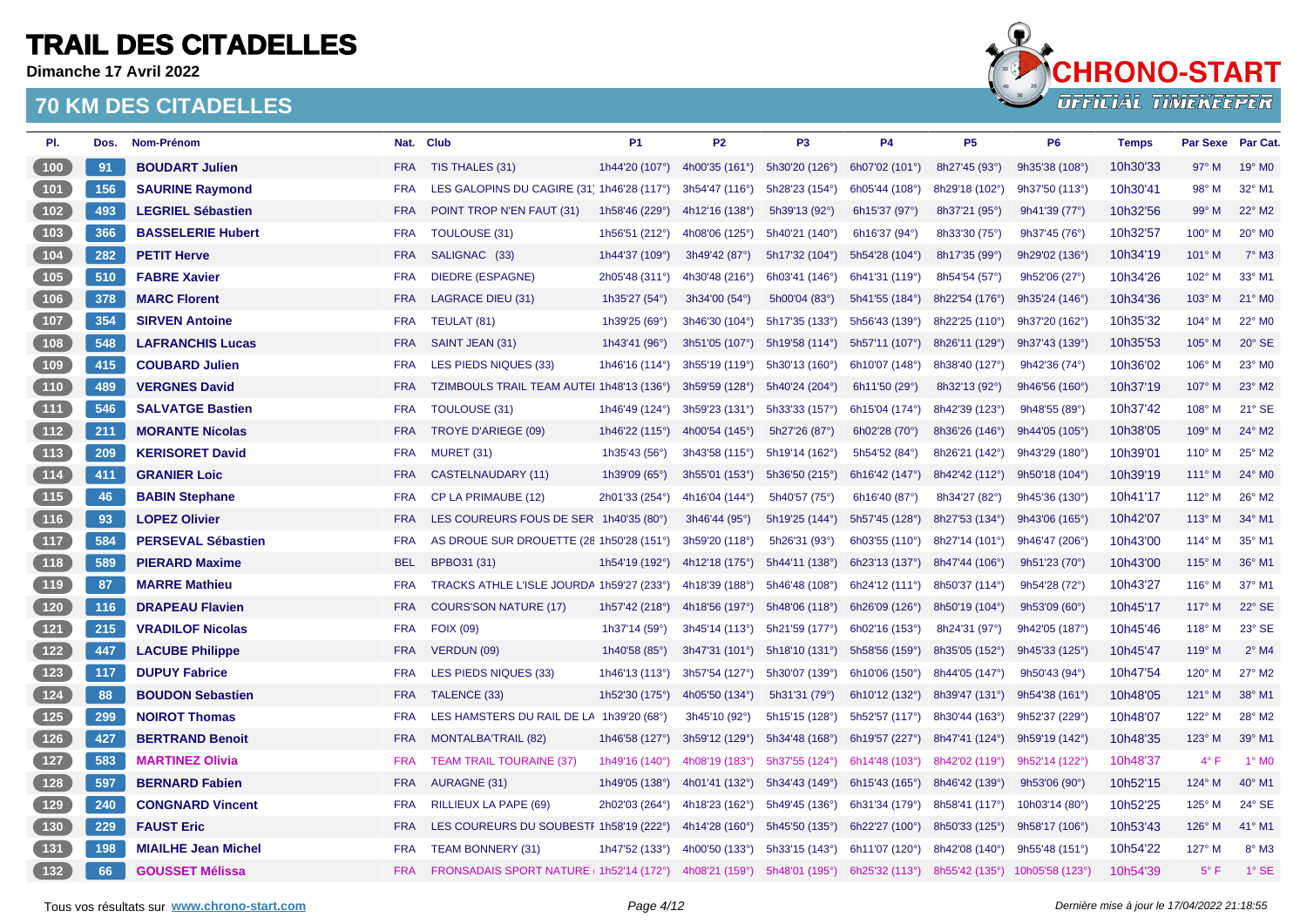# TRAIL DES CITADELLES

**Dimanche 17 Avril 2022**

## 70 KM DES CITADELLES

| Pl. | Dos. | Nom-Prénom | Nat. | Club | P1 | P2 | P3 | P4 | P5 | P6 | Temps | Par Sexe | Par Cat. |
|---|---|---|---|---|---|---|---|---|---|---|---|---|---|
| 100 | 91 | **BOUDART Julien** | FRA | TIS THALES (31) | 1h44'20 (107°) | 4h00'35 (161°) | 5h30'20 (126°) | 6h07'02 (101°) | 8h27'45 (93°) | 9h35'38 (108°) | 10h30'33 | 97° M | 19° M0 |
| 101 | 156 | **SAURINE Raymond** | FRA | LES GALOPINS DU CAGIRE (31) | 1h46'28 (117°) | 3h54'47 (116°) | 5h28'23 (154°) | 6h05'44 (108°) | 8h29'18 (102°) | 9h37'50 (113°) | 10h30'41 | 98° M | 32° M1 |
| 102 | 493 | **LEGRIEL Sébastien** | FRA | POINT TROP N'EN FAUT (31) | 1h58'46 (229°) | 4h12'16 (138°) | 5h39'13 (92°) | 6h15'37 (97°) | 8h37'21 (95°) | 9h41'39 (77°) | 10h32'56 | 99° M | 22° M2 |
| 103 | 366 | **BASSELERIE Hubert** | FRA | TOULOUSE (31) | 1h56'51 (212°) | 4h08'06 (125°) | 5h40'21 (140°) | 6h16'37 (94°) | 8h33'30 (75°) | 9h37'45 (76°) | 10h32'57 | 100° M | 20° M0 |
| 104 | 282 | **PETIT Herve** | FRA | SALIGNAC (33) | 1h44'37 (109°) | 3h49'42 (87°) | 5h17'32 (104°) | 5h54'28 (104°) | 8h17'35 (99°) | 9h29'02 (136°) | 10h34'19 | 101° M | 7° M3 |
| 105 | 510 | **FABRE Xavier** | FRA | DIEDRE (ESPAGNE) | 2h05'48 (311°) | 4h30'48 (216°) | 6h03'41 (146°) | 6h41'31 (119°) | 8h54'54 (57°) | 9h52'06 (27°) | 10h34'26 | 102° M | 33° M1 |
| 106 | 378 | **MARC Florent** | FRA | LAGRACE DIEU (31) | 1h35'27 (54°) | 3h34'00 (54°) | 5h00'04 (83°) | 5h41'55 (184°) | 8h22'54 (176°) | 9h35'24 (146°) | 10h34'36 | 103° M | 21° M0 |
| 107 | 354 | **SIRVEN Antoine** | FRA | TEULAT (81) | 1h39'25 (69°) | 3h46'30 (104°) | 5h17'35 (133°) | 5h56'43 (139°) | 8h22'25 (110°) | 9h37'20 (162°) | 10h35'32 | 104° M | 22° M0 |
| 108 | 548 | **LAFRANCHIS Lucas** | FRA | SAINT JEAN (31) | 1h43'41 (96°) | 3h51'05 (107°) | 5h19'58 (114°) | 5h57'11 (107°) | 8h26'11 (129°) | 9h37'43 (139°) | 10h35'53 | 105° M | 20° SE |
| 109 | 415 | **COUBARD Julien** | FRA | LES PIEDS NIQUES (33) | 1h46'16 (114°) | 3h55'19 (119°) | 5h30'13 (160°) | 6h10'07 (148°) | 8h38'40 (127°) | 9h42'36 (74°) | 10h36'02 | 106° M | 23° M0 |
| 110 | 489 | **VERGNES David** | FRA | TZIMBOULS TRAIL TEAM AUTEI | 1h48'13 (136°) | 3h59'59 (128°) | 5h40'24 (204°) | 6h11'50 (29°) | 8h32'13 (92°) | 9h46'56 (160°) | 10h37'19 | 107° M | 23° M2 |
| 111 | 546 | **SALVATGE Bastien** | FRA | TOULOUSE (31) | 1h46'49 (124°) | 3h59'23 (131°) | 5h33'33 (157°) | 6h15'04 (174°) | 8h42'39 (123°) | 9h48'55 (89°) | 10h37'42 | 108° M | 21° SE |
| 112 | 211 | **MORANTE Nicolas** | FRA | TROYE D'ARIEGE (09) | 1h46'22 (115°) | 4h00'54 (145°) | 5h27'26 (87°) | 6h02'28 (70°) | 8h36'26 (146°) | 9h44'05 (105°) | 10h38'05 | 109° M | 24° M2 |
| 113 | 209 | **KERISORET David** | FRA | MURET (31) | 1h35'43 (56°) | 3h43'58 (115°) | 5h19'14 (162°) | 5h54'52 (84°) | 8h26'21 (142°) | 9h43'29 (180°) | 10h39'01 | 110° M | 25° M2 |
| 114 | 411 | **GRANIER Loic** | FRA | CASTELNAUDARY (11) | 1h39'09 (65°) | 3h55'01 (153°) | 5h36'50 (215°) | 6h16'42 (147°) | 8h42'42 (112°) | 9h50'18 (104°) | 10h39'19 | 111° M | 24° M0 |
| 115 | 46 | **BABIN Stephane** | FRA | CP LA PRIMAUBE (12) | 2h01'33 (254°) | 4h16'04 (144°) | 5h40'57 (75°) | 6h16'40 (87°) | 8h34'27 (82°) | 9h45'36 (130°) | 10h41'17 | 112° M | 26° M2 |
| 116 | 93 | **LOPEZ Olivier** | FRA | LES COUREURS FOUS DE SER | 1h40'35 (80°) | 3h46'44 (95°) | 5h19'25 (144°) | 5h57'45 (128°) | 8h27'53 (134°) | 9h43'06 (165°) | 10h42'07 | 113° M | 34° M1 |
| 117 | 584 | **PERSEVAL Sébastien** | FRA | AS DROUE SUR DROUETTE (28 | 1h50'28 (151°) | 3h59'20 (118°) | 5h26'31 (93°) | 6h03'55 (110°) | 8h27'14 (101°) | 9h46'47 (206°) | 10h43'00 | 114° M | 35° M1 |
| 118 | 589 | **PIERARD Maxime** | BEL | BPBO31 (31) | 1h54'19 (192°) | 4h12'18 (175°) | 5h44'11 (138°) | 6h23'13 (137°) | 8h47'44 (106°) | 9h51'23 (70°) | 10h43'00 | 115° M | 36° M1 |
| 119 | 87 | **MARRE Mathieu** | FRA | TRACKS ATHLE L'ISLE JOURDA | 1h59'27 (233°) | 4h18'39 (188°) | 5h46'48 (108°) | 6h24'12 (111°) | 8h50'37 (114°) | 9h54'28 (72°) | 10h43'27 | 116° M | 37° M1 |
| 120 | 116 | **DRAPEAU Flavien** | FRA | COURS'SON NATURE (17) | 1h57'42 (218°) | 4h18'56 (197°) | 5h48'06 (118°) | 6h26'09 (126°) | 8h50'19 (104°) | 9h53'09 (60°) | 10h45'17 | 117° M | 22° SE |
| 121 | 215 | **VRADILOF Nicolas** | FRA | FOIX (09) | 1h37'14 (59°) | 3h45'14 (113°) | 5h21'59 (177°) | 6h02'16 (153°) | 8h24'31 (97°) | 9h42'05 (187°) | 10h45'46 | 118° M | 23° SE |
| 122 | 447 | **LACUBE Philippe** | FRA | VERDUN (09) | 1h40'58 (85°) | 3h47'31 (101°) | 5h18'10 (131°) | 5h58'56 (159°) | 8h35'05 (152°) | 9h45'33 (125°) | 10h45'47 | 119° M | 2° M4 |
| 123 | 117 | **DUPUY Fabrice** | FRA | LES PIEDS NIQUES (33) | 1h46'13 (113°) | 3h57'54 (127°) | 5h30'07 (139°) | 6h10'06 (150°) | 8h44'05 (147°) | 9h50'43 (94°) | 10h47'54 | 120° M | 27° M2 |
| 124 | 88 | **BOUDON Sebastien** | FRA | TALENCE (33) | 1h52'30 (175°) | 4h05'50 (134°) | 5h31'31 (79°) | 6h10'12 (132°) | 8h39'47 (131°) | 9h54'38 (161°) | 10h48'05 | 121° M | 38° M1 |
| 125 | 299 | **NOIROT Thomas** | FRA | LES HAMSTERS DU RAIL DE LA | 1h39'20 (68°) | 3h45'10 (92°) | 5h15'15 (128°) | 5h52'57 (117°) | 8h30'44 (163°) | 9h52'37 (229°) | 10h48'07 | 122° M | 28° M2 |
| 126 | 427 | **BERTRAND Benoit** | FRA | MONTALBA'TRAIL (82) | 1h46'58 (127°) | 3h59'12 (129°) | 5h34'48 (168°) | 6h19'57 (227°) | 8h47'41 (124°) | 9h59'19 (142°) | 10h48'35 | 123° M | 39° M1 |
| 127 | 583 | **MARTINEZ Olivia** | FRA | TEAM TRAIL TOURAINE (37) | 1h49'16 (140°) | 4h08'19 (183°) | 5h37'55 (124°) | 6h14'48 (103°) | 8h42'02 (119°) | 9h52'14 (122°) | 10h48'37 | 4° F | 1° M0 |
| 128 | 597 | **BERNARD Fabien** | FRA | AURAGNE (31) | 1h49'05 (138°) | 4h01'41 (132°) | 5h34'43 (149°) | 6h15'43 (165°) | 8h46'42 (139°) | 9h53'06 (90°) | 10h52'15 | 124° M | 40° M1 |
| 129 | 240 | **CONGNARD Vincent** | FRA | RILLIEUX LA PAPE (69) | 2h02'03 (264°) | 4h18'23 (162°) | 5h49'45 (136°) | 6h31'34 (179°) | 8h58'41 (117°) | 10h03'14 (80°) | 10h52'25 | 125° M | 24° SE |
| 130 | 229 | **FAUST Eric** | FRA | LES COUREURS DU SOUBESTF | 1h58'19 (222°) | 4h14'28 (160°) | 5h45'50 (135°) | 6h22'27 (100°) | 8h50'33 (125°) | 9h58'17 (106°) | 10h53'43 | 126° M | 41° M1 |
| 131 | 198 | **MIAILHE Jean Michel** | FRA | TEAM BONNERY (31) | 1h47'52 (133°) | 4h00'50 (133°) | 5h33'15 (143°) | 6h11'07 (120°) | 8h42'08 (140°) | 9h55'48 (151°) | 10h54'22 | 127° M | 8° M3 |
| 132 | 66 | **GOUSSET Mélissa** | FRA | FRONSADAIS SPORT NATURE | 1h52'14 (172°) | 4h08'21 (159°) | 5h48'01 (195°) | 6h25'32 (113°) | 8h55'42 (135°) | 10h05'58 (123°) | 10h54'39 | 5° F | 1° SE |

Tous vos résultats sur www.chrono-start.com

Dernière mise à jour le 17/04/2022 21:18:55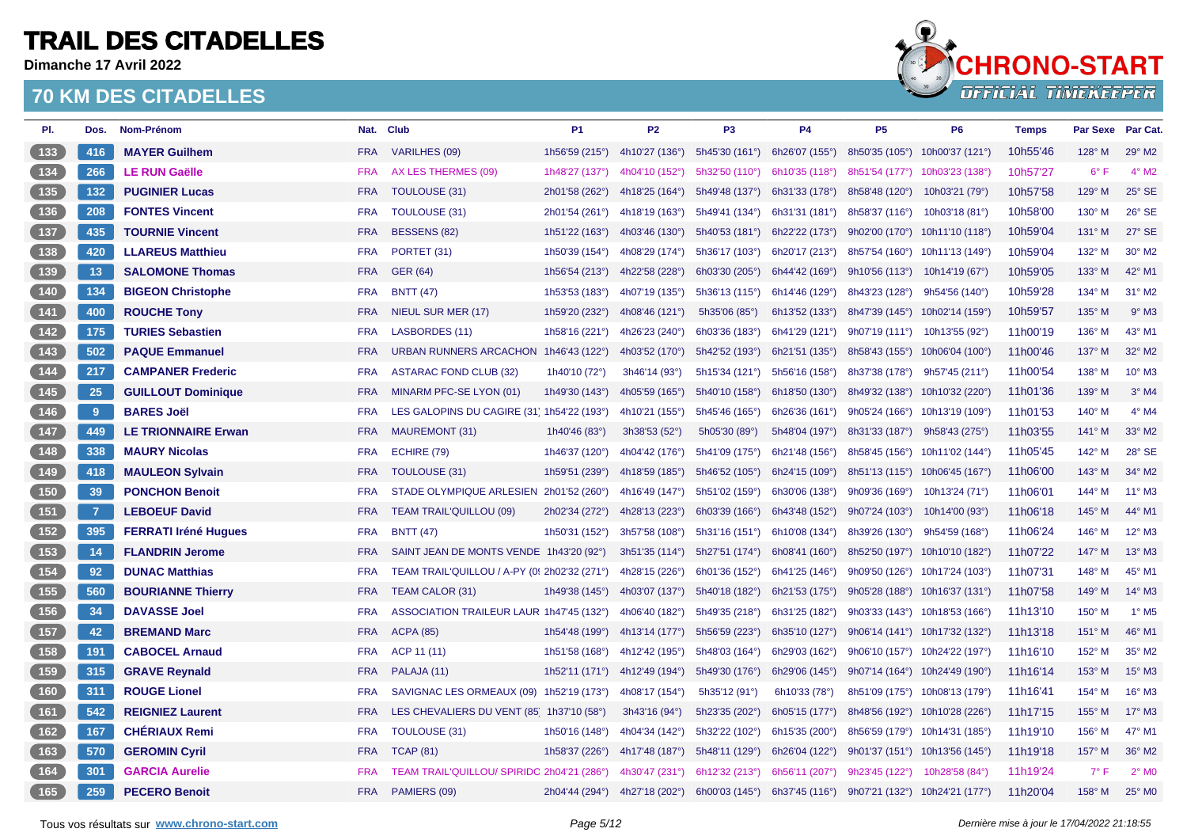# TRAIL DES CITADELLES

**Dimanche 17 Avril 2022**

## 70 KM DES CITADELLES

| Pl. | Dos. | Nom-Prénom | Nat. | Club | P1 | P2 | P3 | P4 | P5 | P6 | Temps | Par Sexe | Par Cat. |
|---|---|---|---|---|---|---|---|---|---|---|---|---|---|
| 133 | 416 | **MAYER Guilhem** | FRA | VARILHES (09) | 1h56'59 (215°) | 4h10'27 (136°) | 5h45'30 (161°) | 6h26'07 (155°) | 8h50'35 (105°) | 10h00'37 (121°) | 10h55'46 | 128° M | 29° M2 |
| 134 | 266 | **LE RUN Gaëlle** | FRA | AX LES THERMES (09) | 1h48'27 (137°) | 4h04'10 (152°) | 5h32'50 (110°) | 6h10'35 (118°) | 8h51'54 (177°) | 10h03'23 (138°) | 10h57'27 | 6° F | 4° M2 |
| 135 | 132 | **PUGINIER Lucas** | FRA | TOULOUSE (31) | 2h01'58 (262°) | 4h18'25 (164°) | 5h49'48 (137°) | 6h31'33 (178°) | 8h58'48 (120°) | 10h03'21 (79°) | 10h57'58 | 129° M | 25° SE |
| 136 | 208 | **FONTES Vincent** | FRA | TOULOUSE (31) | 2h01'54 (261°) | 4h18'19 (163°) | 5h49'41 (134°) | 6h31'31 (181°) | 8h58'37 (116°) | 10h03'18 (81°) | 10h58'00 | 130° M | 26° SE |
| 137 | 435 | **TOURNIE Vincent** | FRA | BESSENS (82) | 1h51'22 (163°) | 4h03'46 (130°) | 5h40'53 (181°) | 6h22'22 (173°) | 9h02'00 (170°) | 10h11'10 (118°) | 10h59'04 | 131° M | 27° SE |
| 138 | 420 | **LLAREUS Matthieu** | FRA | PORTET (31) | 1h50'39 (154°) | 4h08'29 (174°) | 5h36'17 (103°) | 6h20'17 (213°) | 8h57'54 (160°) | 10h11'13 (149°) | 10h59'04 | 132° M | 30° M2 |
| 139 | 13 | **SALOMONE Thomas** | FRA | GER (64) | 1h56'54 (213°) | 4h22'58 (228°) | 6h03'30 (205°) | 6h44'42 (169°) | 9h10'56 (113°) | 10h14'19 (67°) | 10h59'05 | 133° M | 42° M1 |
| 140 | 134 | **BIGEON Christophe** | FRA | BNTT (47) | 1h53'53 (183°) | 4h07'19 (135°) | 5h36'13 (115°) | 6h14'46 (129°) | 8h43'23 (128°) | 9h54'56 (140°) | 10h59'28 | 134° M | 31° M2 |
| 141 | 400 | **ROUCHE Tony** | FRA | NIEUL SUR MER (17) | 1h59'20 (232°) | 4h08'46 (121°) | 5h35'06 (85°) | 6h13'52 (133°) | 8h47'39 (145°) | 10h02'14 (159°) | 10h59'57 | 135° M | 9° M3 |
| 142 | 175 | **TURIES Sebastien** | FRA | LASBORDES (11) | 1h58'16 (221°) | 4h26'23 (240°) | 6h03'36 (183°) | 6h41'29 (121°) | 9h07'19 (111°) | 10h13'55 (92°) | 11h00'19 | 136° M | 43° M1 |
| 143 | 502 | **PAQUE Emmanuel** | FRA | URBAN RUNNERS ARCACHON | 1h46'43 (122°) | 4h03'52 (170°) | 5h42'52 (193°) | 6h21'51 (135°) | 8h58'43 (155°) | 10h06'04 (100°) | 11h00'46 | 137° M | 32° M2 |
| 144 | 217 | **CAMPANER Frederic** | FRA | ASTARAC FOND CLUB (32) | 1h40'10 (72°) | 3h46'14 (93°) | 5h15'34 (121°) | 5h56'16 (158°) | 8h37'38 (178°) | 9h57'45 (211°) | 11h00'54 | 138° M | 10° M3 |
| 145 | 25 | **GUILLOUT Dominique** | FRA | MINARM PFC-SE LYON (01) | 1h49'30 (143°) | 4h05'59 (165°) | 5h40'10 (158°) | 6h18'50 (130°) | 8h49'32 (138°) | 10h10'32 (220°) | 11h01'36 | 139° M | 3° M4 |
| 146 | 9 | **BARES Joël** | FRA | LES GALOPINS DU CAGIRE (31) | 1h54'22 (193°) | 4h10'21 (155°) | 5h45'46 (165°) | 6h26'36 (161°) | 9h05'24 (166°) | 10h13'19 (109°) | 11h01'53 | 140° M | 4° M4 |
| 147 | 449 | **LE TRIONNAIRE Erwan** | FRA | MAUREMONT (31) | 1h40'46 (83°) | 3h38'53 (52°) | 5h05'30 (89°) | 5h48'04 (197°) | 8h31'33 (187°) | 9h58'43 (275°) | 11h03'55 | 141° M | 33° M2 |
| 148 | 338 | **MAURY Nicolas** | FRA | ECHIRE (79) | 1h46'37 (120°) | 4h04'42 (176°) | 5h41'09 (175°) | 6h21'48 (156°) | 8h58'45 (156°) | 10h11'02 (144°) | 11h05'45 | 142° M | 28° SE |
| 149 | 418 | **MAULEON Sylvain** | FRA | TOULOUSE (31) | 1h59'51 (239°) | 4h18'59 (185°) | 5h46'52 (105°) | 6h24'15 (109°) | 8h51'13 (115°) | 10h06'45 (167°) | 11h06'00 | 143° M | 34° M2 |
| 150 | 39 | **PONCHON Benoit** | FRA | STADE OLYMPIQUE ARLESIEN | 2h01'52 (260°) | 4h16'49 (147°) | 5h51'02 (159°) | 6h30'06 (138°) | 9h09'36 (169°) | 10h13'24 (71°) | 11h06'01 | 144° M | 11° M3 |
| 151 | 7 | **LEBOEUF David** | FRA | TEAM TRAIL'QUILLOU (09) | 2h02'34 (272°) | 4h28'13 (223°) | 6h03'39 (166°) | 6h43'48 (152°) | 9h07'24 (103°) | 10h14'00 (93°) | 11h06'18 | 145° M | 44° M1 |
| 152 | 395 | **FERRATI Iréné Hugues** | FRA | BNTT (47) | 1h50'31 (152°) | 3h57'58 (108°) | 5h31'16 (151°) | 6h10'08 (134°) | 8h39'26 (130°) | 9h54'59 (168°) | 11h06'24 | 146° M | 12° M3 |
| 153 | 14 | **FLANDRIN Jerome** | FRA | SAINT JEAN DE MONTS VENDE | 1h43'20 (92°) | 3h51'35 (114°) | 5h27'51 (174°) | 6h08'41 (160°) | 8h52'50 (197°) | 10h10'10 (182°) | 11h07'22 | 147° M | 13° M3 |
| 154 | 92 | **DUNAC Matthias** | FRA | TEAM TRAIL'QUILLOU / A-PY (0 | 2h02'32 (271°) | 4h28'15 (226°) | 6h01'36 (152°) | 6h41'25 (146°) | 9h09'50 (126°) | 10h17'24 (103°) | 11h07'31 | 148° M | 45° M1 |
| 155 | 560 | **BOURIANNE Thierry** | FRA | TEAM CALOR (31) | 1h49'38 (145°) | 4h03'07 (137°) | 5h40'18 (182°) | 6h21'53 (175°) | 9h05'28 (188°) | 10h16'37 (131°) | 11h07'58 | 149° M | 14° M3 |
| 156 | 34 | **DAVASSE Joel** | FRA | ASSOCIATION TRAILEUR LAUR | 1h47'45 (132°) | 4h06'40 (182°) | 5h49'35 (218°) | 6h31'25 (182°) | 9h03'33 (143°) | 10h18'53 (166°) | 11h13'10 | 150° M | 1° M5 |
| 157 | 42 | **BREMAND Marc** | FRA | ACPA (85) | 1h54'48 (199°) | 4h13'14 (177°) | 5h56'59 (223°) | 6h35'10 (127°) | 9h06'14 (141°) | 10h17'32 (132°) | 11h13'18 | 151° M | 46° M1 |
| 158 | 191 | **CABOCEL Arnaud** | FRA | ACP 11 (11) | 1h51'58 (168°) | 4h12'42 (195°) | 5h48'03 (164°) | 6h29'03 (162°) | 9h06'10 (157°) | 10h24'22 (197°) | 11h16'10 | 152° M | 35° M2 |
| 159 | 315 | **GRAVE Reynald** | FRA | PALAJA (11) | 1h52'11 (171°) | 4h12'49 (194°) | 5h49'30 (176°) | 6h29'06 (145°) | 9h07'14 (164°) | 10h24'49 (190°) | 11h16'14 | 153° M | 15° M3 |
| 160 | 311 | **ROUGE Lionel** | FRA | SAVIGNAC LES ORMEAUX (09) | 1h52'19 (173°) | 4h08'17 (154°) | 5h35'12 (91°) | 6h10'33 (78°) | 8h51'09 (175°) | 10h08'13 (179°) | 11h16'41 | 154° M | 16° M3 |
| 161 | 542 | **REIGNIEZ Laurent** | FRA | LES CHEVALIERS DU VENT (85) | 1h37'10 (58°) | 3h43'16 (94°) | 5h23'35 (202°) | 6h05'15 (177°) | 8h48'56 (192°) | 10h10'28 (226°) | 11h17'15 | 155° M | 17° M3 |
| 162 | 167 | **CHÉRIAUX Remi** | FRA | TOULOUSE (31) | 1h50'16 (148°) | 4h04'34 (142°) | 5h32'22 (102°) | 6h15'35 (200°) | 8h56'59 (179°) | 10h14'31 (185°) | 11h19'10 | 156° M | 47° M1 |
| 163 | 570 | **GEROMIN Cyril** | FRA | TCAP (81) | 1h58'37 (226°) | 4h17'48 (187°) | 5h48'11 (129°) | 6h26'04 (122°) | 9h01'37 (151°) | 10h13'56 (145°) | 11h19'18 | 157° M | 36° M2 |
| 164 | 301 | **GARCIA Aurelie** | FRA | TEAM TRAIL'QUILLOU/ SPIRIDO | 2h04'21 (286°) | 4h30'47 (231°) | 6h12'32 (213°) | 6h56'11 (207°) | 9h23'45 (122°) | 10h28'58 (84°) | 11h19'24 | 7° F | 2° M0 |
| 165 | 259 | **PECERO Benoit** | FRA | PAMIERS (09) | 2h04'44 (294°) | 4h27'18 (202°) | 6h00'03 (145°) | 6h37'45 (116°) | 9h07'21 (132°) | 10h24'21 (177°) | 11h20'04 | 158° M | 25° M0 |

Tous vos résultats sur **www.chrono-start.com**

*Dernière mise à jour le 17/04/2022 21:18:55*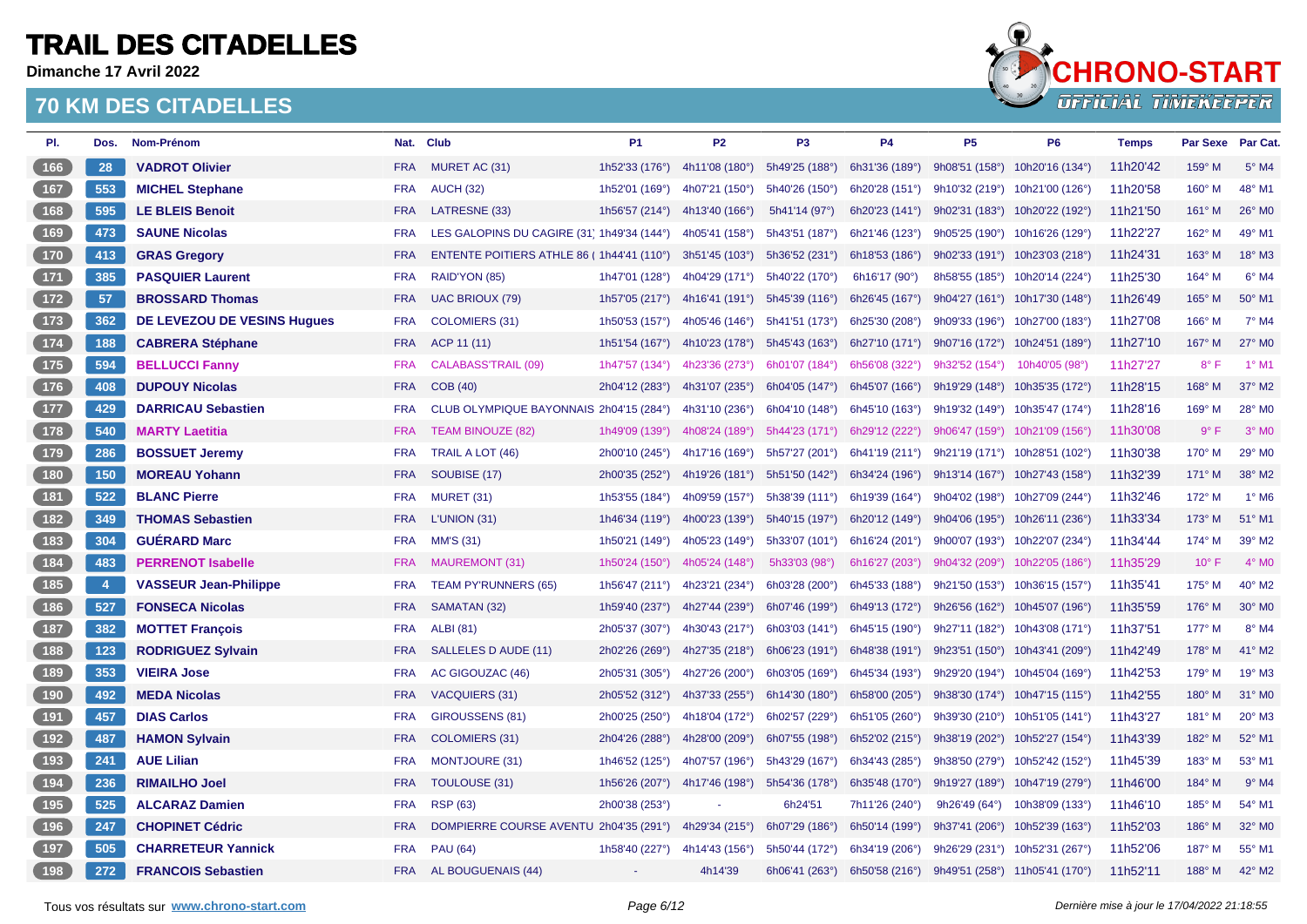# TRAIL DES CITADELLES

**Dimanche 17 Avril 2022**

## 70 KM DES CITADELLES

| Pl. | Dos. | Nom-Prénom | Nat. | Club | P1 | P2 | P3 | P4 | P5 | P6 | Temps | Par Sexe | Par Cat. |
|---|---|---|---|---|---|---|---|---|---|---|---|---|---|
| 166 | 28 | **VADROT Olivier** | FRA | MURET AC (31) | 1h52'33 (176°) | 4h11'08 (180°) | 5h49'25 (188°) | 6h31'36 (189°) | 9h08'51 (158°) | 10h20'16 (134°) | 11h20'42 | 159° M | 5° M4 |
| 167 | 553 | **MICHEL Stephane** | FRA | AUCH (32) | 1h52'01 (169°) | 4h07'21 (150°) | 5h40'26 (150°) | 6h20'28 (151°) | 9h10'32 (219°) | 10h21'00 (126°) | 11h20'58 | 160° M | 48° M1 |
| 168 | 595 | **LE BLEIS Benoit** | FRA | LATRESNE (33) | 1h56'57 (214°) | 4h13'40 (166°) | 5h41'14 (97°) | 6h20'23 (141°) | 9h02'31 (183°) | 10h20'22 (192°) | 11h21'50 | 161° M | 26° M0 |
| 169 | 473 | **SAUNE Nicolas** | FRA | LES GALOPINS DU CAGIRE (31) | 1h49'34 (144°) | 4h05'41 (158°) | 5h43'51 (187°) | 6h21'46 (123°) | 9h05'25 (190°) | 10h16'26 (129°) | 11h22'27 | 162° M | 49° M1 |
| 170 | 413 | **GRAS Gregory** | FRA | ENTENTE POITIERS ATHLE 86 ( | 1h44'41 (110°) | 3h51'45 (103°) | 5h36'52 (231°) | 6h18'53 (186°) | 9h02'33 (191°) | 10h23'03 (218°) | 11h24'31 | 163° M | 18° M3 |
| 171 | 385 | **PASQUIER Laurent** | FRA | RAID'YON (85) | 1h47'01 (128°) | 4h04'29 (171°) | 5h40'22 (170°) | 6h16'17 (90°) | 8h58'55 (185°) | 10h20'14 (224°) | 11h25'30 | 164° M | 6° M4 |
| 172 | 57 | **BROSSARD Thomas** | FRA | UAC BRIOUX (79) | 1h57'05 (217°) | 4h16'41 (191°) | 5h45'39 (116°) | 6h26'45 (167°) | 9h04'27 (161°) | 10h17'30 (148°) | 11h26'49 | 165° M | 50° M1 |
| 173 | 362 | **DE LEVEZOU DE VESINS Hugues** | FRA | COLOMIERS (31) | 1h50'53 (157°) | 4h05'46 (146°) | 5h41'51 (173°) | 6h25'30 (208°) | 9h09'33 (196°) | 10h27'00 (183°) | 11h27'08 | 166° M | 7° M4 |
| 174 | 188 | **CABRERA Stéphane** | FRA | ACP 11 (11) | 1h51'54 (167°) | 4h10'23 (178°) | 5h45'43 (163°) | 6h27'10 (171°) | 9h07'16 (172°) | 10h24'51 (189°) | 11h27'10 | 167° M | 27° M0 |
| 175 | 594 | **BELLUCCI Fanny** | FRA | CALABASS'TRAIL (09) | 1h47'57 (134°) | 4h23'36 (273°) | 6h01'07 (184°) | 6h56'08 (322°) | 9h32'52 (154°) | 10h40'05 (98°) | 11h27'27 | 8° F | 1° M1 |
| 176 | 408 | **DUPOUY Nicolas** | FRA | COB (40) | 2h04'12 (283°) | 4h31'07 (235°) | 6h04'05 (147°) | 6h45'07 (166°) | 9h19'29 (148°) | 10h35'35 (172°) | 11h28'15 | 168° M | 37° M2 |
| 177 | 429 | **DARRICAU Sebastien** | FRA | CLUB OLYMPIQUE BAYONNAIS | 2h04'15 (284°) | 4h31'10 (236°) | 6h04'10 (148°) | 6h45'10 (163°) | 9h19'32 (149°) | 10h35'47 (174°) | 11h28'16 | 169° M | 28° M0 |
| 178 | 540 | **MARTY Laetitia** | FRA | TEAM BINOUZE (82) | 1h49'09 (139°) | 4h08'24 (189°) | 5h44'23 (171°) | 6h29'12 (222°) | 9h06'47 (159°) | 10h21'09 (156°) | 11h30'08 | 9° F | 3° M0 |
| 179 | 286 | **BOSSUET Jeremy** | FRA | TRAIL A LOT (46) | 2h00'10 (245°) | 4h17'16 (169°) | 5h57'27 (201°) | 6h41'19 (211°) | 9h21'19 (171°) | 10h28'51 (102°) | 11h30'38 | 170° M | 29° M0 |
| 180 | 150 | **MOREAU Yohann** | FRA | SOUBISE (17) | 2h00'35 (252°) | 4h19'26 (181°) | 5h51'50 (142°) | 6h34'24 (196°) | 9h13'14 (167°) | 10h27'43 (158°) | 11h32'39 | 171° M | 38° M2 |
| 181 | 522 | **BLANC Pierre** | FRA | MURET (31) | 1h53'55 (184°) | 4h09'59 (157°) | 5h38'39 (111°) | 6h19'39 (164°) | 9h04'02 (198°) | 10h27'09 (244°) | 11h32'46 | 172° M | 1° M6 |
| 182 | 349 | **THOMAS Sebastien** | FRA | L'UNION (31) | 1h46'34 (119°) | 4h00'23 (139°) | 5h40'15 (197°) | 6h20'12 (149°) | 9h04'06 (195°) | 10h26'11 (236°) | 11h33'34 | 173° M | 51° M1 |
| 183 | 304 | **GUÉRARD Marc** | FRA | MM'S (31) | 1h50'21 (149°) | 4h05'23 (149°) | 5h33'07 (101°) | 6h16'24 (201°) | 9h00'07 (193°) | 10h22'07 (234°) | 11h34'44 | 174° M | 39° M2 |
| 184 | 483 | **PERRENOT Isabelle** | FRA | MAUREMONT (31) | 1h50'24 (150°) | 4h05'24 (148°) | 5h33'03 (98°) | 6h16'27 (203°) | 9h04'32 (209°) | 10h22'05 (186°) | 11h35'29 | 10° F | 4° M0 |
| 185 | 4 | **VASSEUR Jean-Philippe** | FRA | TEAM PY'RUNNERS (65) | 1h56'47 (211°) | 4h23'21 (234°) | 6h03'28 (200°) | 6h45'33 (188°) | 9h21'50 (153°) | 10h36'15 (157°) | 11h35'41 | 175° M | 40° M2 |
| 186 | 527 | **FONSECA Nicolas** | FRA | SAMATAN (32) | 1h59'40 (237°) | 4h27'44 (239°) | 6h07'46 (199°) | 6h49'13 (172°) | 9h26'56 (162°) | 10h45'07 (196°) | 11h35'59 | 176° M | 30° M0 |
| 187 | 382 | **MOTTET François** | FRA | ALBI (81) | 2h05'37 (307°) | 4h30'43 (217°) | 6h03'03 (141°) | 6h45'15 (190°) | 9h27'11 (182°) | 10h43'08 (171°) | 11h37'51 | 177° M | 8° M4 |
| 188 | 123 | **RODRIGUEZ Sylvain** | FRA | SALLELES D AUDE (11) | 2h02'26 (269°) | 4h27'35 (218°) | 6h06'23 (191°) | 6h48'38 (191°) | 9h23'51 (150°) | 10h43'41 (209°) | 11h42'49 | 178° M | 41° M2 |
| 189 | 353 | **VIEIRA Jose** | FRA | AC GIGOUZAC (46) | 2h05'31 (305°) | 4h27'26 (200°) | 6h03'05 (169°) | 6h45'34 (193°) | 9h29'20 (194°) | 10h45'04 (169°) | 11h42'53 | 179° M | 19° M3 |
| 190 | 492 | **MEDA Nicolas** | FRA | VACQUIERS (31) | 2h05'52 (312°) | 4h37'33 (255°) | 6h14'30 (180°) | 6h58'00 (205°) | 9h38'30 (174°) | 10h47'15 (115°) | 11h42'55 | 180° M | 31° M0 |
| 191 | 457 | **DIAS Carlos** | FRA | GIROUSSENS (81) | 2h00'25 (250°) | 4h18'04 (172°) | 6h02'57 (229°) | 6h51'05 (260°) | 9h39'30 (210°) | 10h51'05 (141°) | 11h43'27 | 181° M | 20° M3 |
| 192 | 487 | **HAMON Sylvain** | FRA | COLOMIERS (31) | 2h04'26 (288°) | 4h28'00 (209°) | 6h07'55 (198°) | 6h52'02 (215°) | 9h38'19 (202°) | 10h52'27 (154°) | 11h43'39 | 182° M | 52° M1 |
| 193 | 241 | **AUE Lilian** | FRA | MONTJOURE (31) | 1h46'52 (125°) | 4h07'57 (196°) | 5h43'29 (167°) | 6h34'43 (285°) | 9h38'50 (279°) | 10h52'42 (152°) | 11h45'39 | 183° M | 53° M1 |
| 194 | 236 | **RIMAILHO Joel** | FRA | TOULOUSE (31) | 1h56'26 (207°) | 4h17'46 (198°) | 5h54'36 (178°) | 6h35'48 (170°) | 9h19'27 (189°) | 10h47'19 (279°) | 11h46'00 | 184° M | 9° M4 |
| 195 | 525 | **ALCARAZ Damien** | FRA | RSP (63) | 2h00'38 (253°) | - | 6h24'51 | 7h11'26 (240°) | 9h26'49 (64°) | 10h38'09 (133°) | 11h46'10 | 185° M | 54° M1 |
| 196 | 247 | **CHOPINET Cédric** | FRA | DOMPIERRE COURSE AVENTU | 2h04'35 (291°) | 4h29'34 (215°) | 6h07'29 (186°) | 6h50'14 (199°) | 9h37'41 (206°) | 10h52'39 (163°) | 11h52'03 | 186° M | 32° M0 |
| 197 | 505 | **CHARRETEUR Yannick** | FRA | PAU (64) | 1h58'40 (227°) | 4h14'43 (156°) | 5h50'44 (172°) | 6h34'19 (206°) | 9h26'29 (231°) | 10h52'31 (267°) | 11h52'06 | 187° M | 55° M1 |
| 198 | 272 | **FRANCOIS Sebastien** | FRA | AL BOUGUENAIS (44) | - | 4h14'39 | 6h06'41 (263°) | 6h50'58 (216°) | 9h49'51 (258°) | 11h05'41 (170°) | 11h52'11 | 188° M | 42° M2 |

Tous vos résultats sur **www.chrono-start.com**

*Dernière mise à jour le 17/04/2022 21:18:55*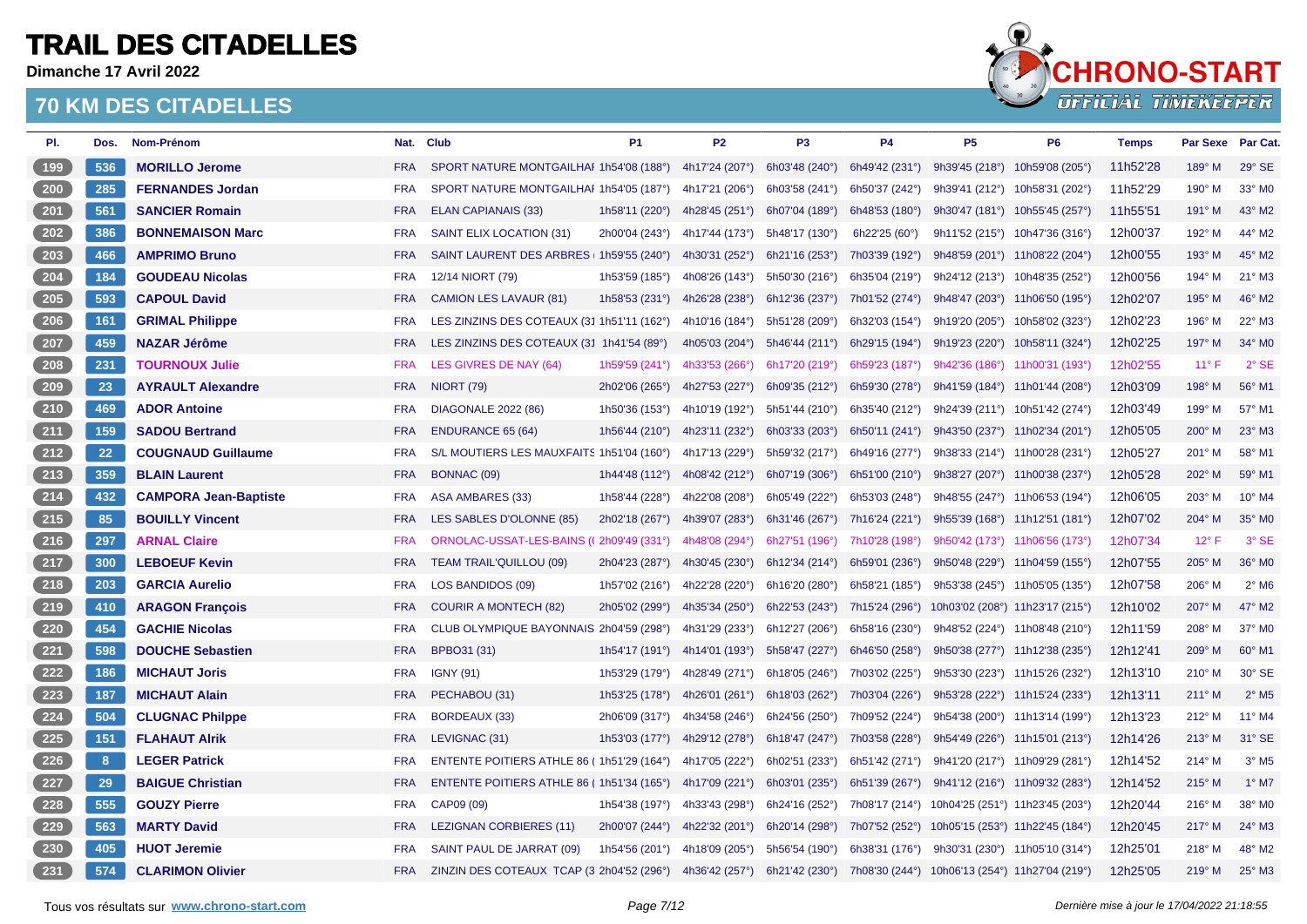# TRAIL DES CITADELLES

**Dimanche 17 Avril 2022**

## 70 KM DES CITADELLES

| Pl. | Dos. | Nom-Prénom | Nat. | Club | P1 | P2 | P3 | P4 | P5 | P6 | Temps | Par Sexe | Par Cat. |
|---|---|---|---|---|---|---|---|---|---|---|---|---|---|
| 199 | 536 | **MORILLO Jerome** | FRA | SPORT NATURE MONTGAILHAI | 1h54'08 (188°) | 4h17'24 (207°) | 6h03'48 (240°) | 6h49'42 (231°) | 9h39'45 (218°) | 10h59'08 (205°) | 11h52'28 | 189° M | 29° SE |
| 200 | 285 | **FERNANDES Jordan** | FRA | SPORT NATURE MONTGAILHAI | 1h54'05 (187°) | 4h17'21 (206°) | 6h03'58 (241°) | 6h50'37 (242°) | 9h39'41 (212°) | 10h58'31 (202°) | 11h52'29 | 190° M | 33° M0 |
| 201 | 561 | **SANCIER Romain** | FRA | ELAN CAPIANAIS (33) | 1h58'11 (220°) | 4h28'45 (251°) | 6h07'04 (189°) | 6h48'53 (180°) | 9h30'47 (181°) | 10h55'45 (257°) | 11h55'51 | 191° M | 43° M2 |
| 202 | 386 | **BONNEMAISON Marc** | FRA | SAINT ELIX LOCATION (31) | 2h00'04 (243°) | 4h17'44 (173°) | 5h48'17 (130°) | 6h22'25 (60°) | 9h11'52 (215°) | 10h47'36 (316°) | 12h00'37 | 192° M | 44° M2 |
| 203 | 466 | **AMPRIMO Bruno** | FRA | SAINT LAURENT DES ARBRES | 1h59'55 (240°) | 4h30'31 (252°) | 6h21'16 (253°) | 7h03'39 (192°) | 9h48'59 (201°) | 11h08'22 (204°) | 12h00'55 | 193° M | 45° M2 |
| 204 | 184 | **GOUDEAU Nicolas** | FRA | 12/14 NIORT (79) | 1h53'59 (185°) | 4h08'26 (143°) | 5h50'30 (216°) | 6h35'04 (219°) | 9h24'12 (213°) | 10h48'35 (252°) | 12h00'56 | 194° M | 21° M3 |
| 205 | 593 | **CAPOUL David** | FRA | CAMION LES LAVAUR (81) | 1h58'53 (231°) | 4h26'28 (238°) | 6h12'36 (237°) | 7h01'52 (274°) | 9h48'47 (203°) | 11h06'50 (195°) | 12h02'07 | 195° M | 46° M2 |
| 206 | 161 | **GRIMAL Philippe** | FRA | LES ZINZINS DES COTEAUX (31 | 1h51'11 (162°) | 4h10'16 (184°) | 5h51'28 (209°) | 6h32'03 (154°) | 9h19'20 (205°) | 10h58'02 (323°) | 12h02'23 | 196° M | 22° M3 |
| 207 | 459 | **NAZAR Jérôme** | FRA | LES ZINZINS DES COTEAUX (31 | 1h41'54 (89°) | 4h05'03 (204°) | 5h46'44 (211°) | 6h29'15 (194°) | 9h19'23 (220°) | 10h58'11 (324°) | 12h02'25 | 197° M | 34° M0 |
| 208 | 231 | **TOURNOUX Julie** | FRA | LES GIVRES DE NAY (64) | 1h59'59 (241°) | 4h33'53 (266°) | 6h17'20 (219°) | 6h59'23 (187°) | 9h42'36 (186°) | 11h00'31 (193°) | 12h02'55 | 11° F | 2° SE |
| 209 | 23 | **AYRAULT Alexandre** | FRA | NIORT (79) | 2h02'06 (265°) | 4h27'53 (227°) | 6h09'35 (212°) | 6h59'30 (278°) | 9h41'59 (184°) | 11h01'44 (208°) | 12h03'09 | 198° M | 56° M1 |
| 210 | 469 | **ADOR Antoine** | FRA | DIAGONALE 2022 (86) | 1h50'36 (153°) | 4h10'19 (192°) | 5h51'44 (210°) | 6h35'40 (212°) | 9h24'39 (211°) | 10h51'42 (274°) | 12h03'49 | 199° M | 57° M1 |
| 211 | 159 | **SADOU Bertrand** | FRA | ENDURANCE 65 (64) | 1h56'44 (210°) | 4h23'11 (232°) | 6h03'33 (203°) | 6h50'11 (241°) | 9h43'50 (237°) | 11h02'34 (201°) | 12h05'05 | 200° M | 23° M3 |
| 212 | 22 | **COUGNAUD Guillaume** | FRA | S/L MOUTIERS LES MAUXFAITS | 1h51'04 (160°) | 4h17'13 (229°) | 5h59'32 (217°) | 6h49'16 (277°) | 9h38'33 (214°) | 11h00'28 (231°) | 12h05'27 | 201° M | 58° M1 |
| 213 | 359 | **BLAIN Laurent** | FRA | BONNAC (09) | 1h44'48 (112°) | 4h08'42 (212°) | 6h07'19 (306°) | 6h51'00 (210°) | 9h38'27 (207°) | 11h00'38 (237°) | 12h05'28 | 202° M | 59° M1 |
| 214 | 432 | **CAMPORA Jean-Baptiste** | FRA | ASA AMBARES (33) | 1h58'44 (228°) | 4h22'08 (208°) | 6h05'49 (222°) | 6h53'03 (248°) | 9h48'55 (247°) | 11h06'53 (194°) | 12h06'05 | 203° M | 10° M4 |
| 215 | 85 | **BOUILLY Vincent** | FRA | LES SABLES D'OLONNE (85) | 2h02'18 (267°) | 4h39'07 (283°) | 6h31'46 (267°) | 7h16'24 (221°) | 9h55'39 (168°) | 11h12'51 (181°) | 12h07'02 | 204° M | 35° M0 |
| 216 | 297 | **ARNAL Claire** | FRA | ORNOLAC-USSAT-LES-BAINS ( | 2h09'49 (331°) | 4h48'08 (294°) | 6h27'51 (196°) | 7h10'28 (198°) | 9h50'42 (173°) | 11h06'56 (173°) | 12h07'34 | 12° F | 3° SE |
| 217 | 300 | **LEBOEUF Kevin** | FRA | TEAM TRAIL'QUILLOU (09) | 2h04'23 (287°) | 4h30'45 (230°) | 6h12'34 (214°) | 6h59'01 (236°) | 9h50'48 (229°) | 11h04'59 (155°) | 12h07'55 | 205° M | 36° M0 |
| 218 | 203 | **GARCIA Aurelio** | FRA | LOS BANDIDOS (09) | 1h57'02 (216°) | 4h22'28 (220°) | 6h16'20 (280°) | 6h58'21 (185°) | 9h53'38 (245°) | 11h05'05 (135°) | 12h07'58 | 206° M | 2° M6 |
| 219 | 410 | **ARAGON François** | FRA | COURIR A MONTECH (82) | 2h05'02 (299°) | 4h35'34 (250°) | 6h22'53 (243°) | 7h15'24 (296°) | 10h03'02 (208°) | 11h23'17 (215°) | 12h10'02 | 207° M | 47° M2 |
| 220 | 454 | **GACHIE Nicolas** | FRA | CLUB OLYMPIQUE BAYONNAIS | 2h04'59 (298°) | 4h31'29 (233°) | 6h12'27 (206°) | 6h58'16 (230°) | 9h48'52 (224°) | 11h08'48 (210°) | 12h11'59 | 208° M | 37° M0 |
| 221 | 598 | **DOUCHE Sebastien** | FRA | BPBO31 (31) | 1h54'17 (191°) | 4h14'01 (193°) | 5h58'47 (227°) | 6h46'50 (258°) | 9h50'38 (277°) | 11h12'38 (235°) | 12h12'41 | 209° M | 60° M1 |
| 222 | 186 | **MICHAUT Joris** | FRA | IGNY (91) | 1h53'29 (179°) | 4h28'49 (271°) | 6h18'05 (246°) | 7h03'02 (225°) | 9h53'30 (223°) | 11h15'26 (232°) | 12h13'10 | 210° M | 30° SE |
| 223 | 187 | **MICHAUT Alain** | FRA | PECHABOU (31) | 1h53'25 (178°) | 4h26'01 (261°) | 6h18'03 (262°) | 7h03'04 (226°) | 9h53'28 (222°) | 11h15'24 (233°) | 12h13'11 | 211° M | 2° M5 |
| 224 | 504 | **CLUGNAC Philppe** | FRA | BORDEAUX (33) | 2h06'09 (317°) | 4h34'58 (246°) | 6h24'56 (250°) | 7h09'52 (224°) | 9h54'38 (200°) | 11h13'14 (199°) | 12h13'23 | 212° M | 11° M4 |
| 225 | 151 | **FLAHAUT Alrik** | FRA | LEVIGNAC (31) | 1h53'03 (177°) | 4h29'12 (278°) | 6h18'47 (247°) | 7h03'58 (228°) | 9h54'49 (226°) | 11h15'01 (213°) | 12h14'26 | 213° M | 31° SE |
| 226 | 8 | **LEGER Patrick** | FRA | ENTENTE POITIERS ATHLE 86 ( | 1h51'29 (164°) | 4h17'05 (222°) | 6h02'51 (233°) | 6h51'42 (271°) | 9h41'20 (217°) | 11h09'29 (281°) | 12h14'52 | 214° M | 3° M5 |
| 227 | 29 | **BAIGUE Christian** | FRA | ENTENTE POITIERS ATHLE 86 ( | 1h51'34 (165°) | 4h17'09 (221°) | 6h03'01 (235°) | 6h51'39 (267°) | 9h41'12 (216°) | 11h09'32 (283°) | 12h14'52 | 215° M | 1° M7 |
| 228 | 555 | **GOUZY Pierre** | FRA | CAP09 (09) | 1h54'38 (197°) | 4h33'43 (298°) | 6h24'16 (252°) | 7h08'17 (214°) | 10h04'25 (251°) | 11h23'45 (203°) | 12h20'44 | 216° M | 38° M0 |
| 229 | 563 | **MARTY David** | FRA | LEZIGNAN CORBIERES (11) | 2h00'07 (244°) | 4h22'32 (201°) | 6h20'14 (298°) | 7h07'52 (252°) | 10h05'15 (253°) | 11h22'45 (184°) | 12h20'45 | 217° M | 24° M3 |
| 230 | 405 | **HUOT Jeremie** | FRA | SAINT PAUL DE JARRAT (09) | 1h54'56 (201°) | 4h18'09 (205°) | 5h56'54 (190°) | 6h38'31 (176°) | 9h30'31 (230°) | 11h05'10 (314°) | 12h25'01 | 218° M | 48° M2 |
| 231 | 574 | **CLARIMON Olivier** | FRA | ZINZIN DES COTEAUX TCAP (3 | 2h04'52 (296°) | 4h36'42 (257°) | 6h21'42 (230°) | 7h08'30 (244°) | 10h06'13 (254°) | 11h27'04 (219°) | 12h25'05 | 219° M | 25° M3 |

Tous vos résultats sur www.chrono-start.com

Dernière mise à jour le 17/04/2022 21:18:55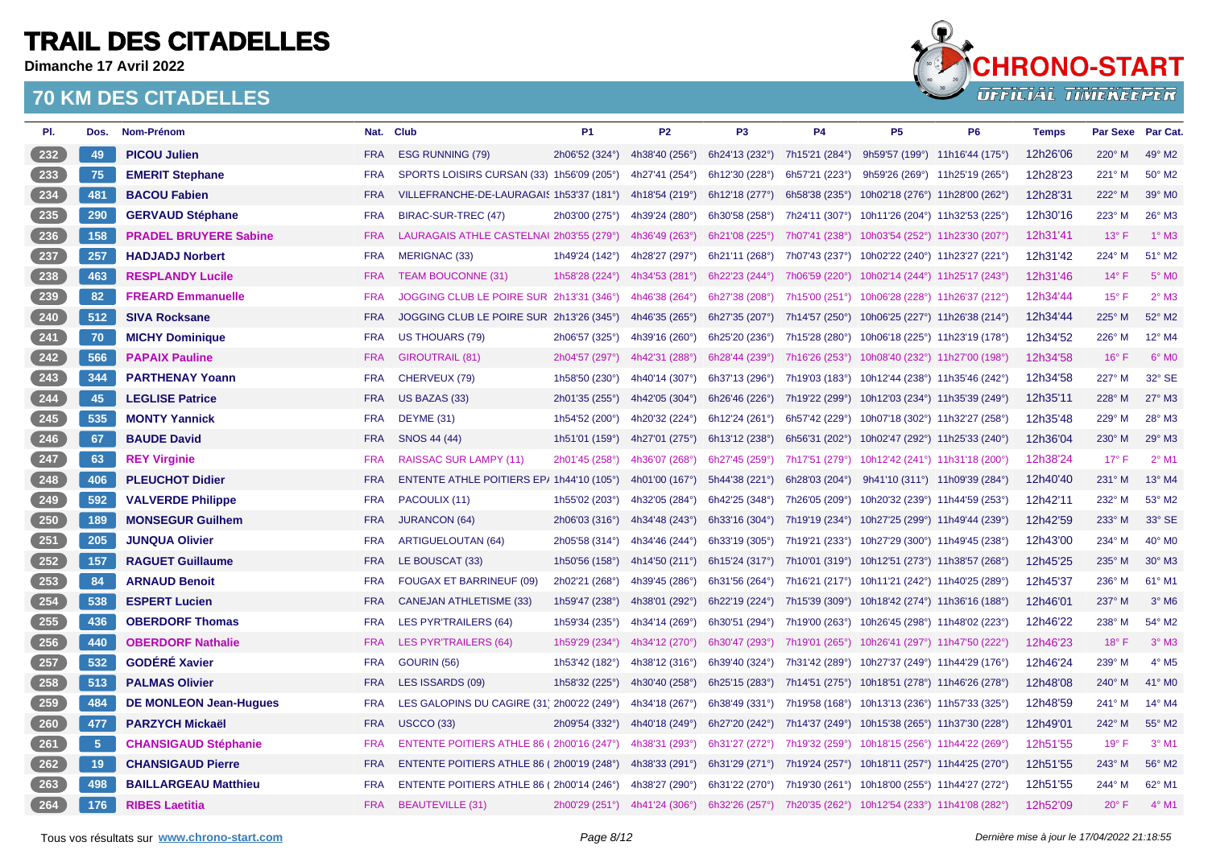# TRAIL DES CITADELLES

**Dimanche 17 Avril 2022**

## 70 KM DES CITADELLES

| Pl. | Dos. | Nom-Prénom | Nat. | Club | P1 | P2 | P3 | P4 | P5 | P6 | Temps | Par Sexe | Par Cat. |
|---|---|---|---|---|---|---|---|---|---|---|---|---|---|
| 232 | 49 | **PICOU Julien** | FRA | ESG RUNNING (79) | 2h06'52 (324°) | 4h38'40 (256°) | 6h24'13 (232°) | 7h15'21 (284°) | 9h59'57 (199°) | 11h16'44 (175°) | 12h26'06 | 220° M | 49° M2 |
| 233 | 75 | **EMERIT Stephane** | FRA | SPORTS LOISIRS CURSAN (33) | 1h56'09 (205°) | 4h27'41 (254°) | 6h12'30 (228°) | 6h57'21 (223°) | 9h59'26 (269°) | 11h25'19 (265°) | 12h28'23 | 221° M | 50° M2 |
| 234 | 481 | **BACOU Fabien** | FRA | VILLEFRANCHE-DE-LAURAGAIS | 1h53'37 (181°) | 4h18'54 (219°) | 6h12'18 (277°) | 6h58'38 (235°) | 10h02'18 (276°) | 11h28'00 (262°) | 12h28'31 | 222° M | 39° M0 |
| 235 | 290 | **GERVAUD Stéphane** | FRA | BIRAC-SUR-TREC (47) | 2h03'00 (275°) | 4h39'24 (280°) | 6h30'58 (258°) | 7h24'11 (307°) | 10h11'26 (204°) | 11h32'53 (225°) | 12h30'16 | 223° M | 26° M3 |
| 236 | 158 | **PRADEL BRUYERE Sabine** | FRA | LAURAGAIS ATHLE CASTELNAU | 2h03'55 (279°) | 4h36'49 (263°) | 6h21'08 (225°) | 7h07'41 (238°) | 10h03'54 (252°) | 11h23'30 (207°) | 12h31'41 | 13° F | 1° M3 |
| 237 | 257 | **HADJADJ Norbert** | FRA | MERIGNAC (33) | 1h49'24 (142°) | 4h28'27 (297°) | 6h21'11 (268°) | 7h07'43 (237°) | 10h02'22 (240°) | 11h23'27 (221°) | 12h31'42 | 224° M | 51° M2 |
| 238 | 463 | **RESPLANDY Lucile** | FRA | TEAM BOUCONNE (31) | 1h58'28 (224°) | 4h34'53 (281°) | 6h22'23 (244°) | 7h06'59 (220°) | 10h02'14 (244°) | 11h25'17 (243°) | 12h31'46 | 14° F | 5° M0 |
| 239 | 82 | **FREARD Emmanuelle** | FRA | JOGGING CLUB LE POIRE SUR | 2h13'31 (346°) | 4h46'38 (264°) | 6h27'38 (208°) | 7h15'00 (251°) | 10h06'28 (228°) | 11h26'37 (212°) | 12h34'44 | 15° F | 2° M3 |
| 240 | 512 | **SIVA Rocksane** | FRA | JOGGING CLUB LE POIRE SUR | 2h13'26 (345°) | 4h46'35 (265°) | 6h27'35 (207°) | 7h14'57 (250°) | 10h06'25 (227°) | 11h26'38 (214°) | 12h34'44 | 225° M | 52° M2 |
| 241 | 70 | **MICHY Dominique** | FRA | US THOUARS (79) | 2h06'57 (325°) | 4h39'16 (260°) | 6h25'20 (236°) | 7h15'28 (280°) | 10h06'18 (225°) | 11h23'19 (178°) | 12h34'52 | 226° M | 12° M4 |
| 242 | 566 | **PAPAIX Pauline** | FRA | GIROUTRAIL (81) | 2h04'57 (297°) | 4h42'31 (288°) | 6h28'44 (239°) | 7h16'26 (253°) | 10h08'40 (232°) | 11h27'00 (198°) | 12h34'58 | 16° F | 6° M0 |
| 243 | 344 | **PARTHENAY Yoann** | FRA | CHERVEUX (79) | 1h58'50 (230°) | 4h40'14 (307°) | 6h37'13 (296°) | 7h19'03 (183°) | 10h12'44 (238°) | 11h35'46 (242°) | 12h34'58 | 227° M | 32° SE |
| 244 | 45 | **LEGLISE Patrice** | FRA | US BAZAS (33) | 2h01'35 (255°) | 4h42'05 (304°) | 6h26'46 (226°) | 7h19'22 (299°) | 10h12'03 (234°) | 11h35'39 (249°) | 12h35'11 | 228° M | 27° M3 |
| 245 | 535 | **MONTY Yannick** | FRA | DEYME (31) | 1h54'52 (200°) | 4h20'32 (224°) | 6h12'24 (261°) | 6h57'42 (229°) | 10h07'18 (302°) | 11h32'27 (258°) | 12h35'48 | 229° M | 28° M3 |
| 246 | 67 | **BAUDE David** | FRA | SNOS 44 (44) | 1h51'01 (159°) | 4h27'01 (275°) | 6h13'12 (238°) | 6h56'31 (202°) | 10h02'47 (292°) | 11h25'33 (240°) | 12h36'04 | 230° M | 29° M3 |
| 247 | 63 | **REY Virginie** | FRA | RAISSAC SUR LAMPY (11) | 2h01'45 (258°) | 4h36'07 (268°) | 6h27'45 (259°) | 7h17'51 (279°) | 10h12'42 (241°) | 11h31'18 (200°) | 12h38'24 | 17° F | 2° M1 |
| 248 | 406 | **PLEUCHOT Didier** | FRA | ENTENTE ATHLE POITIERS EPA | 1h44'10 (105°) | 4h01'00 (167°) | 5h44'38 (221°) | 6h28'03 (204°) | 9h41'10 (311°) | 11h09'39 (284°) | 12h40'40 | 231° M | 13° M4 |
| 249 | 592 | **VALVERDE Philippe** | FRA | PACOULIX (11) | 1h55'02 (203°) | 4h32'05 (284°) | 6h42'25 (348°) | 7h26'05 (209°) | 10h20'32 (239°) | 11h44'59 (253°) | 12h42'11 | 232° M | 53° M2 |
| 250 | 189 | **MONSEGUR Guilhem** | FRA | JURANCON (64) | 2h06'03 (316°) | 4h34'48 (243°) | 6h33'16 (304°) | 7h19'19 (234°) | 10h27'25 (299°) | 11h49'44 (239°) | 12h42'59 | 233° M | 33° SE |
| 251 | 205 | **JUNQUA Olivier** | FRA | ARTIGUELOUTAN (64) | 2h05'58 (314°) | 4h34'46 (244°) | 6h33'19 (305°) | 7h19'21 (233°) | 10h27'29 (300°) | 11h49'45 (238°) | 12h43'00 | 234° M | 40° M0 |
| 252 | 157 | **RAGUET Guillaume** | FRA | LE BOUSCAT (33) | 1h50'56 (158°) | 4h14'50 (211°) | 6h15'24 (317°) | 7h10'01 (319°) | 10h12'51 (273°) | 11h38'57 (268°) | 12h45'25 | 235° M | 30° M3 |
| 253 | 84 | **ARNAUD Benoit** | FRA | FOUGAX ET BARRINEUF (09) | 2h02'21 (268°) | 4h39'45 (286°) | 6h31'56 (264°) | 7h16'21 (217°) | 10h11'21 (242°) | 11h40'25 (289°) | 12h45'37 | 236° M | 61° M1 |
| 254 | 538 | **ESPERT Lucien** | FRA | CANEJAN ATHLETISME (33) | 1h59'47 (238°) | 4h38'01 (292°) | 6h22'19 (224°) | 7h15'39 (309°) | 10h18'42 (274°) | 11h36'16 (188°) | 12h46'01 | 237° M | 3° M6 |
| 255 | 436 | **OBERDORF Thomas** | FRA | LES PYR'TRAILERS (64) | 1h59'34 (235°) | 4h34'14 (269°) | 6h30'51 (294°) | 7h19'00 (263°) | 10h26'45 (298°) | 11h48'02 (223°) | 12h46'22 | 238° M | 54° M2 |
| 256 | 440 | **OBERDORF Nathalie** | FRA | LES PYR'TRAILERS (64) | 1h59'29 (234°) | 4h34'12 (270°) | 6h30'47 (293°) | 7h19'01 (265°) | 10h26'41 (297°) | 11h47'50 (222°) | 12h46'23 | 18° F | 3° M3 |
| 257 | 532 | **GODÉRÉ Xavier** | FRA | GOURIN (56) | 1h53'42 (182°) | 4h38'12 (316°) | 6h39'40 (324°) | 7h31'42 (289°) | 10h27'37 (249°) | 11h44'29 (176°) | 12h46'24 | 239° M | 4° M5 |
| 258 | 513 | **PALMAS Olivier** | FRA | LES ISSARDS (09) | 1h58'32 (225°) | 4h30'40 (258°) | 6h25'15 (283°) | 7h14'51 (275°) | 10h18'51 (278°) | 11h46'26 (278°) | 12h48'08 | 240° M | 41° M0 |
| 259 | 484 | **DE MONLEON Jean-Hugues** | FRA | LES GALOPINS DU CAGIRE (31) | 2h00'22 (249°) | 4h34'18 (267°) | 6h38'49 (331°) | 7h19'58 (168°) | 10h13'13 (236°) | 11h57'33 (325°) | 12h48'59 | 241° M | 14° M4 |
| 260 | 477 | **PARZYCH Mickaël** | FRA | USCCO (33) | 2h09'54 (332°) | 4h40'18 (249°) | 6h27'20 (242°) | 7h14'37 (249°) | 10h15'38 (265°) | 11h37'30 (228°) | 12h49'01 | 242° M | 55° M2 |
| 261 | 5 | **CHANSIGAUD Stéphanie** | FRA | ENTENTE POITIERS ATHLE 86 ( | 2h00'16 (247°) | 4h38'31 (293°) | 6h31'27 (272°) | 7h19'32 (259°) | 10h18'15 (256°) | 11h44'22 (269°) | 12h51'55 | 19° F | 3° M1 |
| 262 | 19 | **CHANSIGAUD Pierre** | FRA | ENTENTE POITIERS ATHLE 86 ( | 2h00'19 (248°) | 4h38'33 (291°) | 6h31'29 (271°) | 7h19'24 (257°) | 10h18'11 (257°) | 11h44'25 (270°) | 12h51'55 | 243° M | 56° M2 |
| 263 | 498 | **BAILLARGEAU Matthieu** | FRA | ENTENTE POITIERS ATHLE 86 ( | 2h00'14 (246°) | 4h38'27 (290°) | 6h31'22 (270°) | 7h19'30 (261°) | 10h18'00 (255°) | 11h44'27 (272°) | 12h51'55 | 244° M | 62° M1 |
| 264 | 176 | **RIBES Laetitia** | FRA | BEAUTEVILLE (31) | 2h00'29 (251°) | 4h41'24 (306°) | 6h32'26 (257°) | 7h20'35 (262°) | 10h12'54 (233°) | 11h41'08 (282°) | 12h52'09 | 20° F | 4° M1 |

Tous vos résultats sur www.chrono-start.com

Dernière mise à jour le 17/04/2022 21:18:55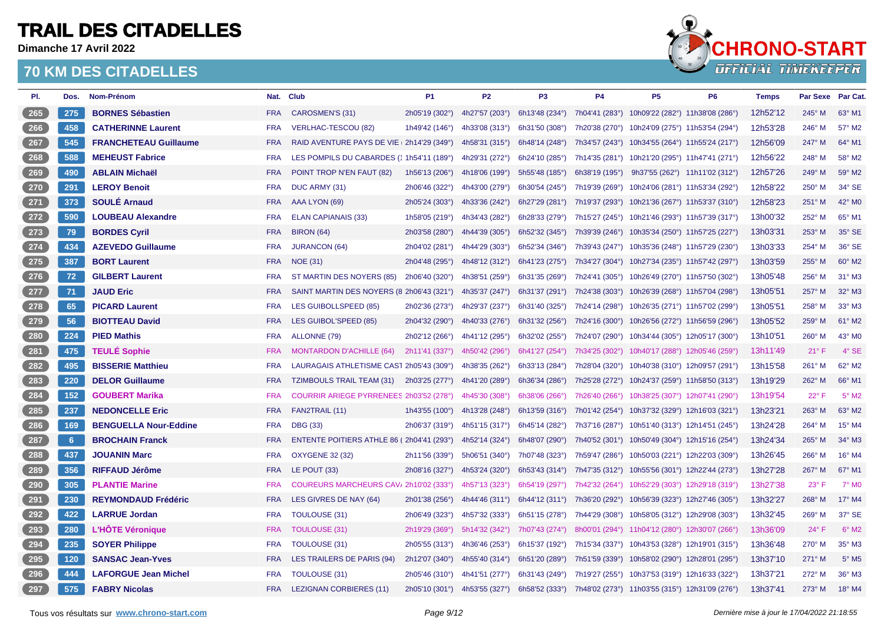# TRAIL DES CITADELLES

**Dimanche 17 Avril 2022**

## 70 KM DES CITADELLES

| Pl. | Dos. | Nom-Prénom | Nat. | Club | P1 | P2 | P3 | P4 | P5 | P6 | Temps | Par Sexe | Par Cat. |
|---|---|---|---|---|---|---|---|---|---|---|---|---|---|
| 265 | 275 | **BORNES Sébastien** | FRA | CAROSMEN'S (31) | 2h05'19 (302°) | 4h27'57 (203°) | 6h13'48 (234°) | 7h04'41 (283°) | 10h09'22 (282°) | 11h38'08 (286°) | 12h52'12 | 245° M | 63° M1 |
| 266 | 458 | **CATHERINNE Laurent** | FRA | VERLHAC-TESCOU (82) | 1h49'42 (146°) | 4h33'08 (313°) | 6h31'50 (308°) | 7h20'38 (270°) | 10h24'09 (275°) | 11h53'54 (294°) | 12h53'28 | 246° M | 57° M2 |
| 267 | 545 | **FRANCHETEAU Guillaume** | FRA | RAID AVENTURE PAYS DE VIE | 2h14'29 (349°) | 4h58'31 (315°) | 6h48'14 (248°) | 7h34'57 (243°) | 10h34'55 (264°) | 11h55'24 (217°) | 12h56'09 | 247° M | 64° M1 |
| 268 | 588 | **MEHEUST Fabrice** | FRA | LES POMPILS DU CABARDES (1 | 1h54'11 (189°) | 4h29'31 (272°) | 6h24'10 (285°) | 7h14'35 (281°) | 10h21'20 (295°) | 11h47'41 (271°) | 12h56'22 | 248° M | 58° M2 |
| 269 | 490 | **ABLAIN Michaël** | FRA | POINT TROP N'EN FAUT (82) | 1h56'13 (206°) | 4h18'06 (199°) | 5h55'48 (185°) | 6h38'19 (195°) | 9h37'55 (262°) | 11h11'02 (312°) | 12h57'26 | 249° M | 59° M2 |
| 270 | 291 | **LEROY Benoit** | FRA | DUC ARMY (31) | 2h06'46 (322°) | 4h43'00 (279°) | 6h30'54 (245°) | 7h19'39 (269°) | 10h24'06 (281°) | 11h53'34 (292°) | 12h58'22 | 250° M | 34° SE |
| 271 | 373 | **SOULÉ Arnaud** | FRA | AAA LYON (69) | 2h05'24 (303°) | 4h33'36 (242°) | 6h27'29 (281°) | 7h19'37 (293°) | 10h21'36 (267°) | 11h53'37 (310°) | 12h58'23 | 251° M | 42° M0 |
| 272 | 590 | **LOUBEAU Alexandre** | FRA | ELAN CAPIANAIS (33) | 1h58'05 (219°) | 4h34'43 (282°) | 6h28'33 (279°) | 7h15'27 (245°) | 10h21'46 (293°) | 11h57'39 (317°) | 13h00'32 | 252° M | 65° M1 |
| 273 | 79 | **BORDES Cyril** | FRA | BIRON (64) | 2h03'58 (280°) | 4h44'39 (305°) | 6h52'32 (345°) | 7h39'39 (246°) | 10h35'34 (250°) | 11h57'25 (227°) | 13h03'31 | 253° M | 35° SE |
| 274 | 434 | **AZEVEDO Guillaume** | FRA | JURANCON (64) | 2h04'02 (281°) | 4h44'29 (303°) | 6h52'34 (346°) | 7h39'43 (247°) | 10h35'36 (248°) | 11h57'29 (230°) | 13h03'33 | 254° M | 36° SE |
| 275 | 387 | **BORT Laurent** | FRA | NOE (31) | 2h04'48 (295°) | 4h48'12 (312°) | 6h41'23 (275°) | 7h34'27 (304°) | 10h27'34 (235°) | 11h57'42 (297°) | 13h03'59 | 255° M | 60° M2 |
| 276 | 72 | **GILBERT Laurent** | FRA | ST MARTIN DES NOYERS (85) | 2h06'40 (320°) | 4h38'51 (259°) | 6h31'35 (269°) | 7h24'41 (305°) | 10h26'49 (270°) | 11h57'50 (302°) | 13h05'48 | 256° M | 31° M3 |
| 277 | 71 | **JAUD Eric** | FRA | SAINT MARTIN DES NOYERS (8 | 2h06'43 (321°) | 4h35'37 (247°) | 6h31'37 (291°) | 7h24'38 (303°) | 10h26'39 (268°) | 11h57'04 (298°) | 13h05'51 | 257° M | 32° M3 |
| 278 | 65 | **PICARD Laurent** | FRA | LES GUIBOLLSPEED (85) | 2h02'36 (273°) | 4h29'37 (237°) | 6h31'40 (325°) | 7h24'14 (298°) | 10h26'35 (271°) | 11h57'02 (299°) | 13h05'51 | 258° M | 33° M3 |
| 279 | 56 | **BIOTTEAU David** | FRA | LES GUIBOL'SPEED (85) | 2h04'32 (290°) | 4h40'33 (276°) | 6h31'32 (256°) | 7h24'16 (300°) | 10h26'56 (272°) | 11h56'59 (296°) | 13h05'52 | 259° M | 61° M2 |
| 280 | 224 | **PIED Mathis** | FRA | ALLONNE (79) | 2h02'12 (266°) | 4h41'12 (295°) | 6h32'02 (255°) | 7h24'07 (290°) | 10h34'44 (305°) | 12h05'17 (300°) | 13h10'51 | 260° M | 43° M0 |
| 281 | 475 | **TEULÉ Sophie** | FRA | MONTARDON D'ACHILLE (64) | 2h11'41 (337°) | 4h50'42 (296°) | 6h41'27 (254°) | 7h34'25 (302°) | 10h40'17 (288°) | 12h05'46 (259°) | 13h11'49 | 21° F | 4° SE |
| 282 | 495 | **BISSERIE Matthieu** | FRA | LAURAGAIS ATHLETISME CAST | 2h05'43 (309°) | 4h38'35 (262°) | 6h33'13 (284°) | 7h28'04 (320°) | 10h40'38 (310°) | 12h09'57 (291°) | 13h15'58 | 261° M | 62° M2 |
| 283 | 220 | **DELOR Guillaume** | FRA | TZIMBOULS TRAIL TEAM (31) | 2h03'25 (277°) | 4h41'20 (289°) | 6h36'34 (286°) | 7h25'28 (272°) | 10h24'37 (259°) | 11h58'50 (313°) | 13h19'29 | 262° M | 66° M1 |
| 284 | 152 | **GOUBERT Marika** | FRA | COURRIR ARIEGE PYRRENEES | 2h03'52 (278°) | 4h45'30 (308°) | 6h38'06 (266°) | 7h26'40 (266°) | 10h38'25 (307°) | 12h07'41 (290°) | 13h19'54 | 22° F | 5° M2 |
| 285 | 237 | **NEDONCELLE Eric** | FRA | FAN2TRAIL (11) | 1h43'55 (100°) | 4h13'28 (248°) | 6h13'59 (316°) | 7h01'42 (254°) | 10h37'32 (329°) | 12h16'03 (321°) | 13h23'21 | 263° M | 63° M2 |
| 286 | 169 | **BENGUELLA Nour-Eddine** | FRA | DBG (33) | 2h06'37 (319°) | 4h51'15 (317°) | 6h45'14 (282°) | 7h37'16 (287°) | 10h51'40 (313°) | 12h14'51 (245°) | 13h24'28 | 264° M | 15° M4 |
| 287 | 6 | **BROCHAIN Franck** | FRA | ENTENTE POITIERS ATHLE 86 ( | 2h04'41 (293°) | 4h52'14 (324°) | 6h48'07 (290°) | 7h40'52 (301°) | 10h50'49 (304°) | 12h15'16 (254°) | 13h24'34 | 265° M | 34° M3 |
| 288 | 437 | **JOUANIN Marc** | FRA | OXYGENE 32 (32) | 2h11'56 (339°) | 5h06'51 (340°) | 7h07'48 (323°) | 7h59'47 (286°) | 10h50'03 (221°) | 12h22'03 (309°) | 13h26'45 | 266° M | 16° M4 |
| 289 | 356 | **RIFFAUD Jérôme** | FRA | LE POUT (33) | 2h08'16 (327°) | 4h53'24 (320°) | 6h53'43 (314°) | 7h47'35 (312°) | 10h55'56 (301°) | 12h22'44 (273°) | 13h27'28 | 267° M | 67° M1 |
| 290 | 305 | **PLANTIE Marine** | FRA | COUREURS MARCHEURS CAV | 2h10'02 (333°) | 4h57'13 (323°) | 6h54'19 (297°) | 7h42'32 (264°) | 10h52'29 (303°) | 12h29'18 (319°) | 13h27'38 | 23° F | 7° M0 |
| 291 | 230 | **REYMONDAUD Frédéric** | FRA | LES GIVRES DE NAY (64) | 2h01'38 (256°) | 4h44'46 (311°) | 6h44'12 (311°) | 7h36'20 (292°) | 10h56'39 (323°) | 12h27'46 (305°) | 13h32'27 | 268° M | 17° M4 |
| 292 | 422 | **LARRUE Jordan** | FRA | TOULOUSE (31) | 2h06'49 (323°) | 4h57'32 (333°) | 6h51'15 (278°) | 7h44'29 (308°) | 10h58'05 (312°) | 12h29'08 (303°) | 13h32'45 | 269° M | 37° SE |
| 293 | 280 | **L'HÔTE Véronique** | FRA | TOULOUSE (31) | 2h19'29 (369°) | 5h14'32 (342°) | 7h07'43 (274°) | 8h00'01 (294°) | 11h04'12 (280°) | 12h30'07 (266°) | 13h36'09 | 24° F | 6° M2 |
| 294 | 235 | **SOYER Philippe** | FRA | TOULOUSE (31) | 2h05'55 (313°) | 4h36'46 (253°) | 6h15'37 (192°) | 7h15'34 (337°) | 10h43'53 (328°) | 12h19'01 (315°) | 13h36'48 | 270° M | 35° M3 |
| 295 | 120 | **SANSAC Jean-Yves** | FRA | LES TRAILERS DE PARIS (94) | 2h12'07 (340°) | 4h55'40 (314°) | 6h51'20 (289°) | 7h51'59 (339°) | 10h58'02 (290°) | 12h28'01 (295°) | 13h37'10 | 271° M | 5° M5 |
| 296 | 444 | **LAFORGUE Jean Michel** | FRA | TOULOUSE (31) | 2h05'46 (310°) | 4h41'51 (277°) | 6h31'43 (249°) | 7h19'27 (255°) | 10h37'53 (319°) | 12h16'33 (322°) | 13h37'21 | 272° M | 36° M3 |
| 297 | 575 | **FABRY Nicolas** | FRA | LEZIGNAN CORBIERES (11) | 2h05'10 (301°) | 4h53'55 (327°) | 6h58'52 (333°) | 7h48'02 (273°) | 11h03'55 (315°) | 12h31'09 (276°) | 13h37'41 | 273° M | 18° M4 |

Tous vos résultats sur www.chrono-start.com

*Dernière mise à jour le 17/04/2022 21:18:55*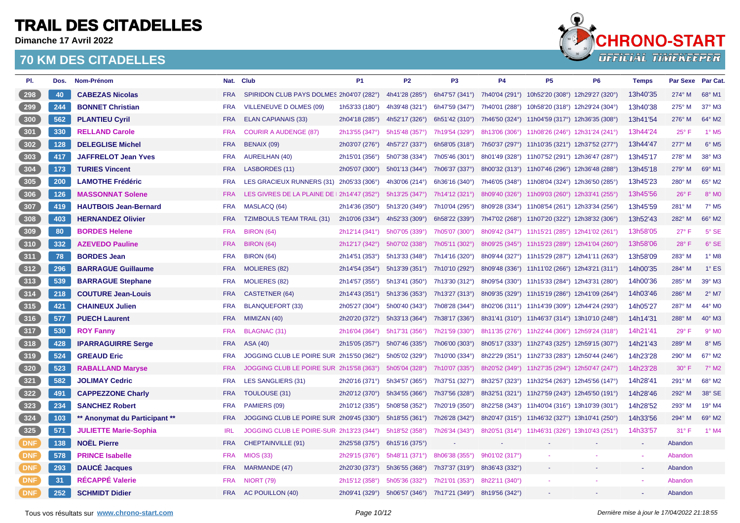# TRAIL DES CITADELLES

**Dimanche 17 Avril 2022**

## 70 KM DES CITADELLES

| Pl. | Dos. | Nom-Prénom | Nat. | Club | P1 | P2 | P3 | P4 | P5 | P6 | Temps | Par Sexe | Par Cat. |
|---|---|---|---|---|---|---|---|---|---|---|---|---|---|
| 298 | 40 | **CABEZAS Nicolas** | FRA | SPIRIDON CLUB PAYS DOLMES | 2h04'07 (282°) | 4h41'28 (285°) | 6h47'57 (341°) | 7h40'04 (291°) | 10h52'20 (308°) | 12h29'27 (320°) | 13h40'35 | 274° M | 68° M1 |
| 299 | 244 | **BONNET Christian** | FRA | VILLENEUVE D OLMES (09) | 1h53'33 (180°) | 4h39'48 (321°) | 6h47'59 (347°) | 7h40'01 (288°) | 10h58'20 (318°) | 12h29'24 (304°) | 13h40'38 | 275° M | 37° M3 |
| 300 | 562 | **PLANTIEU Cyril** | FRA | ELAN CAPIANAIS (33) | 2h04'18 (285°) | 4h52'17 (326°) | 6h51'42 (310°) | 7h46'50 (324°) | 11h04'59 (317°) | 12h36'35 (308°) | 13h41'54 | 276° M | 64° M2 |
| 301 | 330 | **RELLAND Carole** | FRA | COURIR A AUDENGE (87) | 2h13'55 (347°) | 5h15'48 (357°) | 7h19'54 (329°) | 8h13'06 (306°) | 11h08'26 (246°) | 12h31'24 (241°) | 13h44'24 | 25° F | 1° M5 |
| 302 | 128 | **DELEGLISE Michel** | FRA | BENAIX (09) | 2h03'07 (276°) | 4h57'27 (337°) | 6h58'05 (318°) | 7h50'37 (297°) | 11h10'35 (321°) | 12h37'52 (277°) | 13h44'47 | 277° M | 6° M5 |
| 303 | 417 | **JAFFRELOT Jean Yves** | FRA | AUREILHAN (40) | 2h15'01 (356°) | 5h07'38 (334°) | 7h05'46 (301°) | 8h01'49 (328°) | 11h07'52 (291°) | 12h36'47 (287°) | 13h45'17 | 278° M | 38° M3 |
| 304 | 173 | **TURIES Vincent** | FRA | LASBORDES (11) | 2h05'07 (300°) | 5h01'13 (344°) | 7h06'37 (337°) | 8h00'32 (313°) | 11h07'46 (296°) | 12h36'48 (288°) | 13h45'18 | 279° M | 69° M1 |
| 305 | 200 | **LAMOTHE Frédéric** | FRA | LES GRACIEUX RUNNERS (31) | 2h05'33 (306°) | 4h30'06 (214°) | 6h36'16 (340°) | 7h46'05 (348°) | 11h08'04 (324°) | 12h36'50 (285°) | 13h45'23 | 280° M | 65° M2 |
| 306 | 126 | **MASSONNAT Solene** | FRA | LES GIVRES DE LA PLAINE DE | 2h14'47 (352°) | 5h13'25 (347°) | 7h14'12 (321°) | 8h09'40 (326°) | 11h09'03 (260°) | 12h33'41 (255°) | 13h45'56 | 26° F | 8° M0 |
| 307 | 419 | **HAUTBOIS Jean-Bernard** | FRA | MASLACQ (64) | 2h14'36 (350°) | 5h13'20 (349°) | 7h10'04 (295°) | 8h09'28 (334°) | 11h08'54 (261°) | 12h33'34 (256°) | 13h45'59 | 281° M | 7° M5 |
| 308 | 403 | **HERNANDEZ Olivier** | FRA | TZIMBOULS TEAM TRAIL (31) | 2h10'06 (334°) | 4h52'33 (309°) | 6h58'22 (339°) | 7h47'02 (268°) | 11h07'20 (322°) | 12h38'32 (306°) | 13h52'43 | 282° M | 66° M2 |
| 309 | 80 | **BORDES Helene** | FRA | BIRON (64) | 2h12'14 (341°) | 5h07'05 (339°) | 7h05'07 (300°) | 8h09'42 (347°) | 11h15'21 (285°) | 12h41'02 (261°) | 13h58'05 | 27° F | 5° SE |
| 310 | 332 | **AZEVEDO Pauline** | FRA | BIRON (64) | 2h12'17 (342°) | 5h07'02 (338°) | 7h05'11 (302°) | 8h09'25 (345°) | 11h15'23 (289°) | 12h41'04 (260°) | 13h58'06 | 28° F | 6° SE |
| 311 | 78 | **BORDES Jean** | FRA | BIRON (64) | 2h14'51 (353°) | 5h13'33 (348°) | 7h14'16 (320°) | 8h09'44 (327°) | 11h15'29 (287°) | 12h41'11 (263°) | 13h58'09 | 283° M | 1° M8 |
| 312 | 296 | **BARRAGUE Guillaume** | FRA | MOLIERES (82) | 2h14'54 (354°) | 5h13'39 (351°) | 7h10'10 (292°) | 8h09'48 (336°) | 11h11'02 (266°) | 12h43'21 (311°) | 14h00'35 | 284° M | 1° ES |
| 313 | 539 | **BARRAGUE Stephane** | FRA | MOLIERES (82) | 2h14'57 (355°) | 5h13'41 (350°) | 7h13'30 (312°) | 8h09'54 (330°) | 11h15'33 (284°) | 12h43'31 (280°) | 14h00'36 | 285° M | 39° M3 |
| 314 | 218 | **COUTURE Jean-Louis** | FRA | CASTETNER (64) | 2h14'43 (351°) | 5h13'36 (353°) | 7h13'27 (313°) | 8h09'35 (329°) | 11h15'19 (286°) | 12h41'09 (264°) | 14h03'46 | 286° M | 2° M7 |
| 315 | 421 | **CHAINEUX Julien** | FRA | BLANQUEFORT (33) | 2h05'27 (304°) | 5h00'40 (343°) | 7h08'28 (344°) | 8h02'06 (311°) | 11h14'39 (309°) | 12h44'24 (293°) | 14h05'27 | 287° M | 44° M0 |
| 316 | 577 | **PUECH Laurent** | FRA | MIMIZAN (40) | 2h20'20 (372°) | 5h33'13 (364°) | 7h38'17 (336°) | 8h31'41 (310°) | 11h46'37 (314°) | 13h10'10 (248°) | 14h14'31 | 288° M | 40° M3 |
| 317 | 530 | **ROY Fanny** | FRA | BLAGNAC (31) | 2h16'04 (364°) | 5h17'31 (356°) | 7h21'59 (330°) | 8h11'35 (276°) | 11h22'44 (306°) | 12h59'24 (318°) | 14h21'41 | 29° F | 9° M0 |
| 318 | 428 | **IPARRAGUIRRE Serge** | FRA | ASA (40) | 2h15'05 (357°) | 5h07'46 (335°) | 7h06'00 (303°) | 8h05'17 (333°) | 11h27'43 (325°) | 12h59'15 (307°) | 14h21'43 | 289° M | 8° M5 |
| 319 | 524 | **GREAUD Eric** | FRA | JOGGING CLUB LE POIRE SUR | 2h15'50 (362°) | 5h05'02 (329°) | 7h10'00 (334°) | 8h22'29 (351°) | 11h27'33 (283°) | 12h50'44 (246°) | 14h23'28 | 290° M | 67° M2 |
| 320 | 523 | **RABALLAND Maryse** | FRA | JOGGING CLUB LE POIRE SUR | 2h15'58 (363°) | 5h05'04 (328°) | 7h10'07 (335°) | 8h20'52 (349°) | 11h27'35 (294°) | 12h50'47 (247°) | 14h23'28 | 30° F | 7° M2 |
| 321 | 582 | **JOLIMAY Cedric** | FRA | LES SANGLIERS (31) | 2h20'16 (371°) | 5h34'57 (365°) | 7h37'51 (327°) | 8h32'57 (323°) | 11h32'54 (263°) | 12h45'56 (147°) | 14h28'41 | 291° M | 68° M2 |
| 322 | 491 | **CAPPEZZONE Charly** | FRA | TOULOUSE (31) | 2h20'12 (370°) | 5h34'55 (366°) | 7h37'56 (328°) | 8h32'51 (321°) | 11h27'59 (243°) | 12h45'50 (191°) | 14h28'46 | 292° M | 38° SE |
| 323 | 234 | **SANCHEZ Robert** | FRA | PAMIERS (09) | 2h10'12 (335°) | 5h08'58 (352°) | 7h20'19 (350°) | 8h22'58 (343°) | 11h40'04 (316°) | 13h10'39 (301°) | 14h28'52 | 293° M | 19° M4 |
| 324 | 103 | **\*\* Anonymat du Participant \*\*** | FRA | JOGGING CLUB LE POIRE SUR | 2h09'45 (330°) | 5h18'55 (361°) | 7h26'28 (342°) | 8h20'47 (315°) | 11h46'32 (327°) | 13h10'41 (250°) | 14h33'56 | 294° M | 69° M2 |
| 325 | 571 | **JULIETTE Marie-Sophia** | IRL | JOGGING CLUB LE POIRE-SUR | 2h13'23 (344°) | 5h18'52 (358°) | 7h26'34 (343°) | 8h20'51 (314°) | 11h46'31 (326°) | 13h10'43 (251°) | 14h33'57 | 31° F | 1° M4 |
| DNF | 138 | **NOËL Pierre** | FRA | CHEPTAINVILLE (91) | 2h25'58 (375°) | 6h15'16 (375°) | - | - | - | - | - | Abandon | |
| DNF | 578 | **PRINCE Isabelle** | FRA | MIOS (33) | 2h29'15 (376°) | 5h48'11 (371°) | 8h06'38 (355°) | 9h01'02 (317°) | - | - | - | Abandon | |
| DNF | 293 | **DAUCÉ Jacques** | FRA | MARMANDE (47) | 2h20'30 (373°) | 5h36'55 (368°) | 7h37'37 (319°) | 8h36'43 (332°) | - | - | - | Abandon | |
| DNF | 31 | **RÉCAPPÉ Valerie** | FRA | NIORT (79) | 2h15'12 (358°) | 5h05'36 (332°) | 7h21'01 (353°) | 8h22'11 (340°) | - | - | - | Abandon | |
| DNF | 252 | **SCHMIDT Didier** | FRA | AC POUILLON (40) | 2h09'41 (329°) | 5h06'57 (346°) | 7h17'21 (349°) | 8h19'56 (342°) | - | - | - | Abandon | |

Tous vos résultats sur www.chrono-start.com

*Dernière mise à jour le 17/04/2022 21:18:55*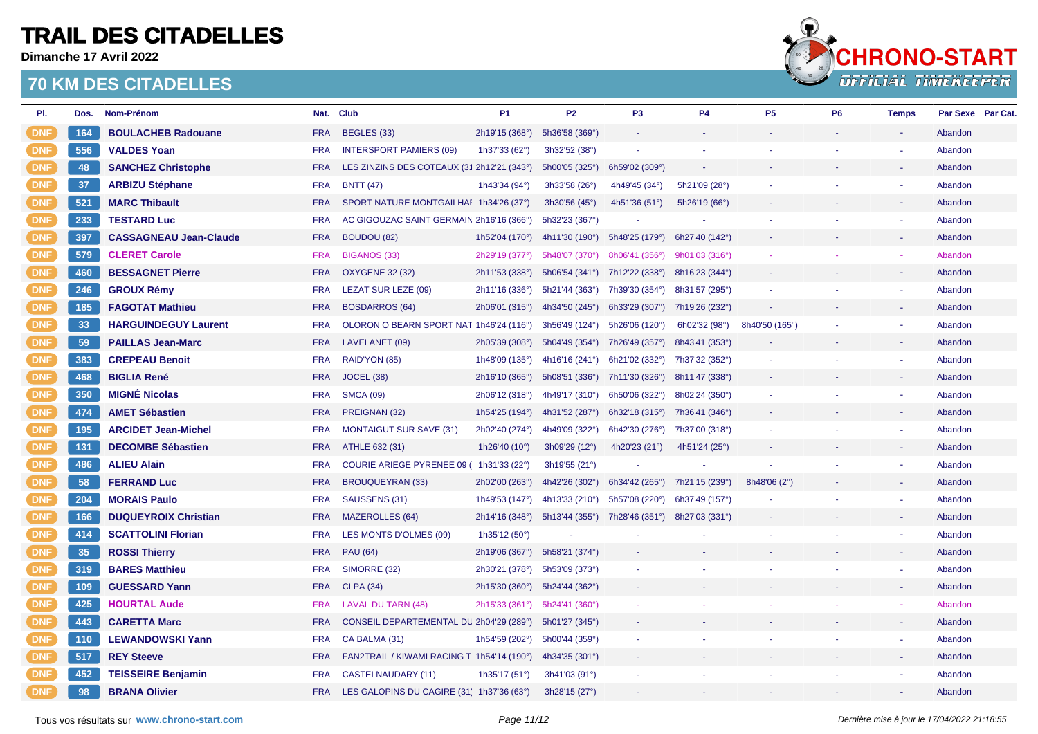# TRAIL DES CITADELLES

**Dimanche 17 Avril 2022**

## 70 KM DES CITADELLES

| Pl. | Dos. | Nom-Prénom | Nat. | Club | P1 | P2 | P3 | P4 | P5 | P6 | Temps | Par Sexe | Par Cat. |
|---|---|---|---|---|---|---|---|---|---|---|---|---|---|
| DNF | 164 | **BOULACHEB Radouane** | FRA | BEGLES (33) | 2h19'15 (368°) | 5h36'58 (369°) | - | - | - | - | - | Abandon | |
| DNF | 556 | **VALDES Yoan** | FRA | INTERSPORT PAMIERS (09) | 1h37'33 (62°) | 3h32'52 (38°) | - | - | - | - | - | Abandon | |
| DNF | 48 | **SANCHEZ Christophe** | FRA | LES ZINZINS DES COTEAUX (31 | 2h12'21 (343°) | 5h00'05 (325°) | 6h59'02 (309°) | - | - | - | - | Abandon | |
| DNF | 37 | **ARBIZU Stéphane** | FRA | BNTT (47) | 1h43'34 (94°) | 3h33'58 (26°) | 4h49'45 (34°) | 5h21'09 (28°) | - | - | - | Abandon | |
| DNF | 521 | **MARC Thibault** | FRA | SPORT NATURE MONTGAILHAI | 1h34'26 (37°) | 3h30'56 (45°) | 4h51'36 (51°) | 5h26'19 (66°) | - | - | - | Abandon | |
| DNF | 233 | **TESTARD Luc** | FRA | AC GIGOUZAC SAINT GERMAIN | 2h16'16 (366°) | 5h32'23 (367°) | - | - | - | - | - | Abandon | |
| DNF | 397 | **CASSAGNEAU Jean-Claude** | FRA | BOUDOU (82) | 1h52'04 (170°) | 4h11'30 (190°) | 5h48'25 (179°) | 6h27'40 (142°) | - | - | - | Abandon | |
| DNF | 579 | **CLERET Carole** | FRA | BIGANOS (33) | 2h29'19 (377°) | 5h48'07 (370°) | 8h06'41 (356°) | 9h01'03 (316°) | - | - | - | Abandon | |
| DNF | 460 | **BESSAGNET Pierre** | FRA | OXYGENE 32 (32) | 2h11'53 (338°) | 5h06'54 (341°) | 7h12'22 (338°) | 8h16'23 (344°) | - | - | - | Abandon | |
| DNF | 246 | **GROUX Rémy** | FRA | LEZAT SUR LEZE (09) | 2h11'16 (336°) | 5h21'44 (363°) | 7h39'30 (354°) | 8h31'57 (295°) | - | - | - | Abandon | |
| DNF | 185 | **FAGOTAT Mathieu** | FRA | BOSDARROS (64) | 2h06'01 (315°) | 4h34'50 (245°) | 6h33'29 (307°) | 7h19'26 (232°) | - | - | - | Abandon | |
| DNF | 33 | **HARGUINDEGUY Laurent** | FRA | OLORON O BEARN SPORT NAT | 1h46'24 (116°) | 3h56'49 (124°) | 5h26'06 (120°) | 6h02'32 (98°) | 8h40'50 (165°) | - | - | Abandon | |
| DNF | 59 | **PAILLAS Jean-Marc** | FRA | LAVELANET (09) | 2h05'39 (308°) | 5h04'49 (354°) | 7h26'49 (357°) | 8h43'41 (353°) | - | - | - | Abandon | |
| DNF | 383 | **CREPEAU Benoit** | FRA | RAID'YON (85) | 1h48'09 (135°) | 4h16'16 (241°) | 6h21'02 (332°) | 7h37'32 (352°) | - | - | - | Abandon | |
| DNF | 468 | **BIGLIA René** | FRA | JOCEL (38) | 2h16'10 (365°) | 5h08'51 (336°) | 7h11'30 (326°) | 8h11'47 (338°) | - | - | - | Abandon | |
| DNF | 350 | **MIGNÉ Nicolas** | FRA | SMCA (09) | 2h06'12 (318°) | 4h49'17 (310°) | 6h50'06 (322°) | 8h02'24 (350°) | - | - | - | Abandon | |
| DNF | 474 | **AMET Sébastien** | FRA | PREIGNAN (32) | 1h54'25 (194°) | 4h31'52 (287°) | 6h32'18 (315°) | 7h36'41 (346°) | - | - | - | Abandon | |
| DNF | 195 | **ARCIDET Jean-Michel** | FRA | MONTAIGUT SUR SAVE (31) | 2h02'40 (274°) | 4h49'09 (322°) | 6h42'30 (276°) | 7h37'00 (318°) | - | - | - | Abandon | |
| DNF | 131 | **DECOMBE Sébastien** | FRA | ATHLE 632 (31) | 1h26'40 (10°) | 3h09'29 (12°) | 4h20'23 (21°) | 4h51'24 (25°) | - | - | - | Abandon | |
| DNF | 486 | **ALIEU Alain** | FRA | COURIE ARIEGE PYRENEE 09 ( | 1h31'33 (22°) | 3h19'55 (21°) | - | - | - | - | - | Abandon | |
| DNF | 58 | **FERRAND Luc** | FRA | BROUQUEYRAN (33) | 2h02'00 (263°) | 4h42'26 (302°) | 6h34'42 (265°) | 7h21'15 (239°) | 8h48'06 (2°) | - | - | Abandon | |
| DNF | 204 | **MORAIS Paulo** | FRA | SAUSSENS (31) | 1h49'53 (147°) | 4h13'33 (210°) | 5h57'08 (220°) | 6h37'49 (157°) | - | - | - | Abandon | |
| DNF | 166 | **DUQUEYROIX Christian** | FRA | MAZEROLLES (64) | 2h14'16 (348°) | 5h13'44 (355°) | 7h28'46 (351°) | 8h27'03 (331°) | - | - | - | Abandon | |
| DNF | 414 | **SCATTOLINI Florian** | FRA | LES MONTS D'OLMES (09) | 1h35'12 (50°) | - | - | - | - | - | - | Abandon | |
| DNF | 35 | **ROSSI Thierry** | FRA | PAU (64) | 2h19'06 (367°) | 5h58'21 (374°) | - | - | - | - | - | Abandon | |
| DNF | 319 | **BARES Matthieu** | FRA | SIMORRE (32) | 2h30'21 (378°) | 5h53'09 (373°) | - | - | - | - | - | Abandon | |
| DNF | 109 | **GUESSARD Yann** | FRA | CLPA (34) | 2h15'30 (360°) | 5h24'44 (362°) | - | - | - | - | - | Abandon | |
| DNF | 425 | **HOURTAL Aude** | FRA | LAVAL DU TARN (48) | 2h15'33 (361°) | 5h24'41 (360°) | - | - | - | - | - | Abandon | |
| DNF | 443 | **CARETTA Marc** | FRA | CONSEIL DEPARTEMENTAL DU | 2h04'29 (289°) | 5h01'27 (345°) | - | - | - | - | - | Abandon | |
| DNF | 110 | **LEWANDOWSKI Yann** | FRA | CA BALMA (31) | 1h54'59 (202°) | 5h00'44 (359°) | - | - | - | - | - | Abandon | |
| DNF | 517 | **REY Steeve** | FRA | FAN2TRAIL / KIWAMI RACING T | 1h54'14 (190°) | 4h34'35 (301°) | - | - | - | - | - | Abandon | |
| DNF | 452 | **TEISSEIRE Benjamin** | FRA | CASTELNAUDARY (11) | 1h35'17 (51°) | 3h41'03 (91°) | - | - | - | - | - | Abandon | |
| DNF | 98 | **BRANA Olivier** | FRA | LES GALOPINS DU CAGIRE (31) | 1h37'36 (63°) | 3h28'15 (27°) | - | - | - | - | - | Abandon | |

Tous vos résultats sur www.chrono-start.com

*Dernière mise à jour le 17/04/2022 21:18:55*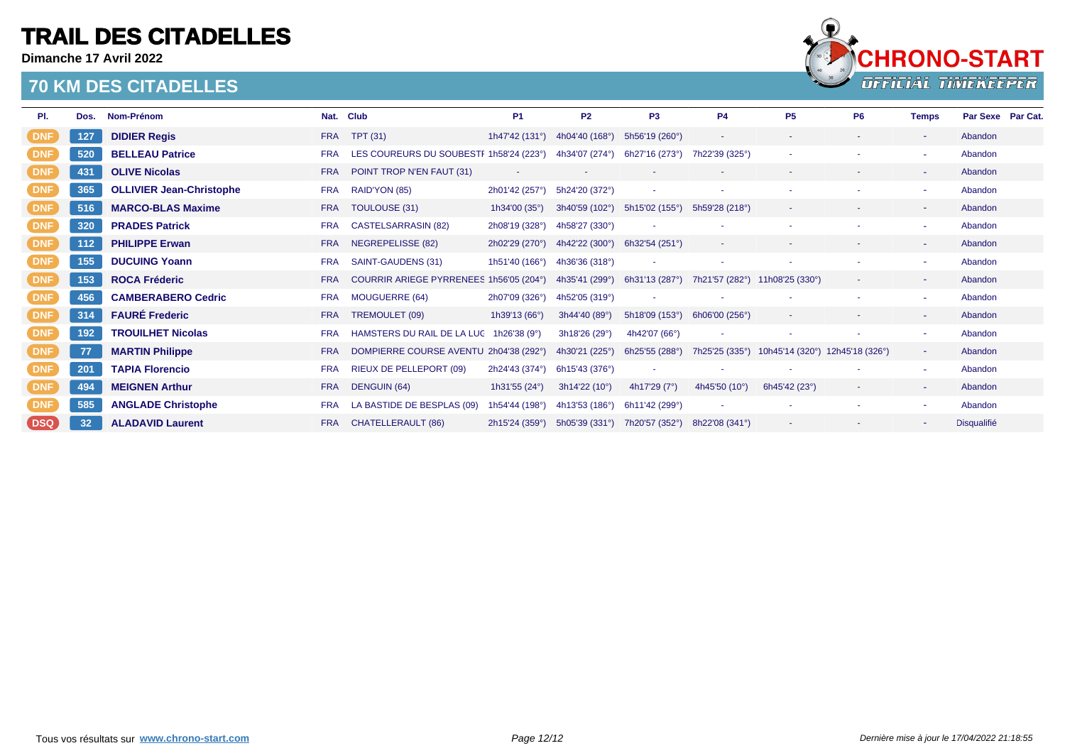# TRAIL DES CITADELLES

**Dimanche 17 Avril 2022**

## 70 KM DES CITADELLES

CHRONO-START
OFFICIAL TIMEKEEPER

| Pl. | Dos. | Nom-Prénom | Nat. | Club | P1 | P2 | P3 | P4 | P5 | P6 | Temps | Par Sexe | Par Cat. |
|---|---|---|---|---|---|---|---|---|---|---|---|---|---|
| DNF | 127 | **DIDIER Regis** | FRA | TPT (31) | 1h47'42 (131°) | 4h04'40 (168°) | 5h56'19 (260°) | - | - | - | - | Abandon | |
| DNF | 520 | **BELLEAU Patrice** | FRA | LES COUREURS DU SOUBESTI | 1h58'24 (223°) | 4h34'07 (274°) | 6h27'16 (273°) | 7h22'39 (325°) | - | - | - | Abandon | |
| DNF | 431 | **OLIVE Nicolas** | FRA | POINT TROP N'EN FAUT (31) | - | - | - | - | - | - | - | Abandon | |
| DNF | 365 | **OLLIVIER Jean-Christophe** | FRA | RAID'YON (85) | 2h01'42 (257°) | 5h24'20 (372°) | - | - | - | - | - | Abandon | |
| DNF | 516 | **MARCO-BLAS Maxime** | FRA | TOULOUSE (31) | 1h34'00 (35°) | 3h40'59 (102°) | 5h15'02 (155°) | 5h59'28 (218°) | - | - | - | Abandon | |
| DNF | 320 | **PRADES Patrick** | FRA | CASTELSARRASIN (82) | 2h08'19 (328°) | 4h58'27 (330°) | - | - | - | - | - | Abandon | |
| DNF | 112 | **PHILIPPE Erwan** | FRA | NEGREPELISSE (82) | 2h02'29 (270°) | 4h42'22 (300°) | 6h32'54 (251°) | - | - | - | - | Abandon | |
| DNF | 155 | **DUCUING Yoann** | FRA | SAINT-GAUDENS (31) | 1h51'40 (166°) | 4h36'36 (318°) | - | - | - | - | - | Abandon | |
| DNF | 153 | **ROCA Fréderic** | FRA | COURRIR ARIEGE PYRRENEES | 1h56'05 (204°) | 4h35'41 (299°) | 6h31'13 (287°) | 7h21'57 (282°) | 11h08'25 (330°) | - | - | Abandon | |
| DNF | 456 | **CAMBERABERO Cedric** | FRA | MOUGUERRE (64) | 2h07'09 (326°) | 4h52'05 (319°) | - | - | - | - | - | Abandon | |
| DNF | 314 | **FAURÉ Frederic** | FRA | TREMOULET (09) | 1h39'13 (66°) | 3h44'40 (89°) | 5h18'09 (153°) | 6h06'00 (256°) | - | - | - | Abandon | |
| DNF | 192 | **TROUILHET Nicolas** | FRA | HAMSTERS DU RAIL DE LA LUC | 1h26'38 (9°) | 3h18'26 (29°) | 4h42'07 (66°) | - | - | - | - | Abandon | |
| DNF | 77 | **MARTIN Philippe** | FRA | DOMPIERRE COURSE AVENTU | 2h04'38 (292°) | 4h30'21 (225°) | 6h25'55 (288°) | 7h25'25 (335°) | 10h45'14 (320°) | 12h45'18 (326°) | - | Abandon | |
| DNF | 201 | **TAPIA Florencio** | FRA | RIEUX DE PELLEPORT (09) | 2h24'43 (374°) | 6h15'43 (376°) | - | - | - | - | - | Abandon | |
| DNF | 494 | **MEIGNEN Arthur** | FRA | DENGUIN (64) | 1h31'55 (24°) | 3h14'22 (10°) | 4h17'29 (7°) | 4h45'50 (10°) | 6h45'42 (23°) | - | - | Abandon | |
| DNF | 585 | **ANGLADE Christophe** | FRA | LA BASTIDE DE BESPLAS (09) | 1h54'44 (198°) | 4h13'53 (186°) | 6h11'42 (299°) | - | - | - | - | Abandon | |
| DSQ | 32 | **ALADAVID Laurent** | FRA | CHATELLERAULT (86) | 2h15'24 (359°) | 5h05'39 (331°) | 7h20'57 (352°) | 8h22'08 (341°) | - | - | - | Disqualifié | |

Tous vos résultats sur www.chrono-start.com

*Dernière mise à jour le 17/04/2022 21:18:55*